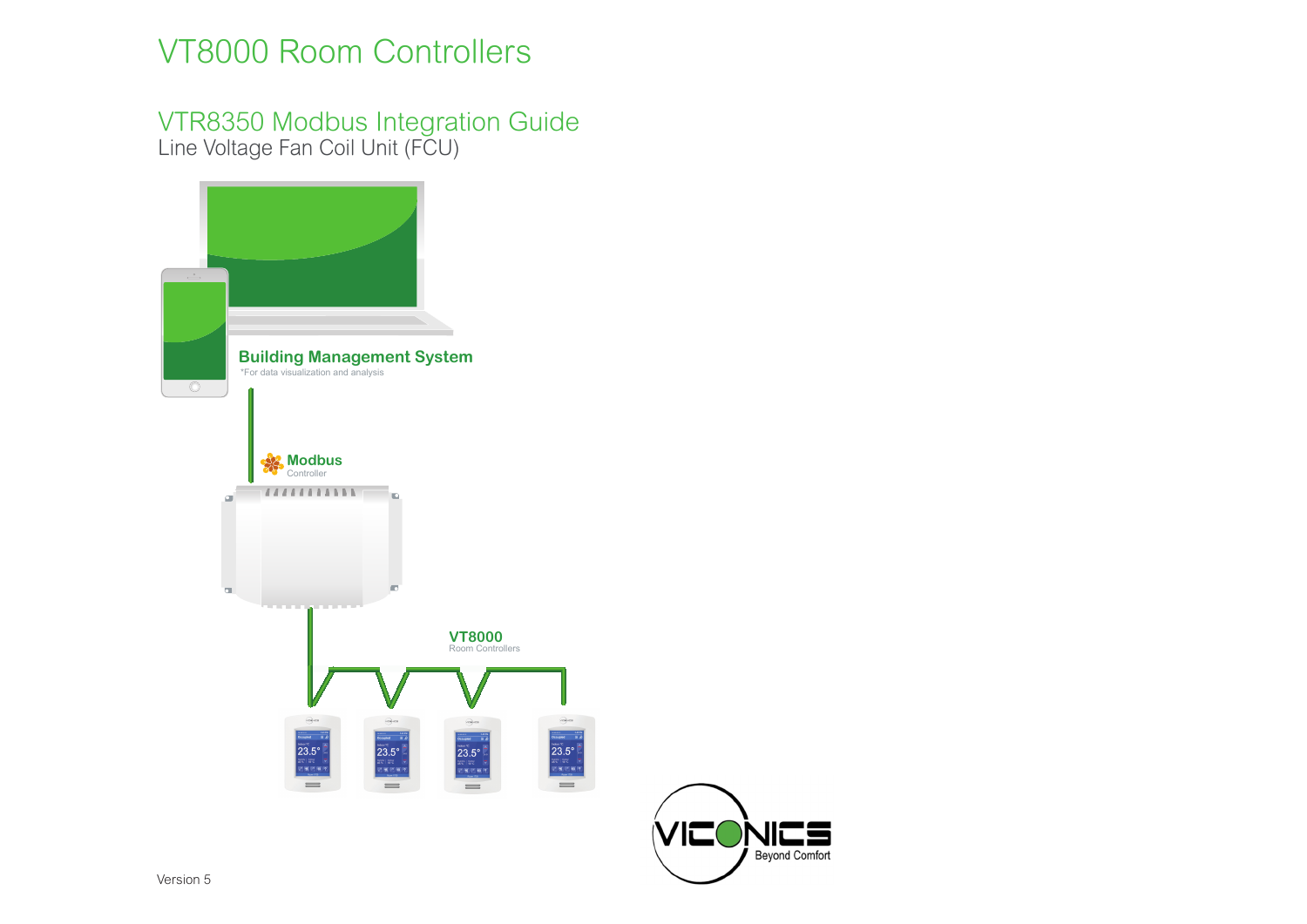# VT8000 Room Controllers

## VTR8350 Modbus Integration Guide

Line Voltage Fan Coil Unit (FCU)

**Building Management System**

*For data visualization and analysis

**Modbus**
Controller

**VT8000**
Room Controllers

VICONICS
Beyond Comfort

Version 5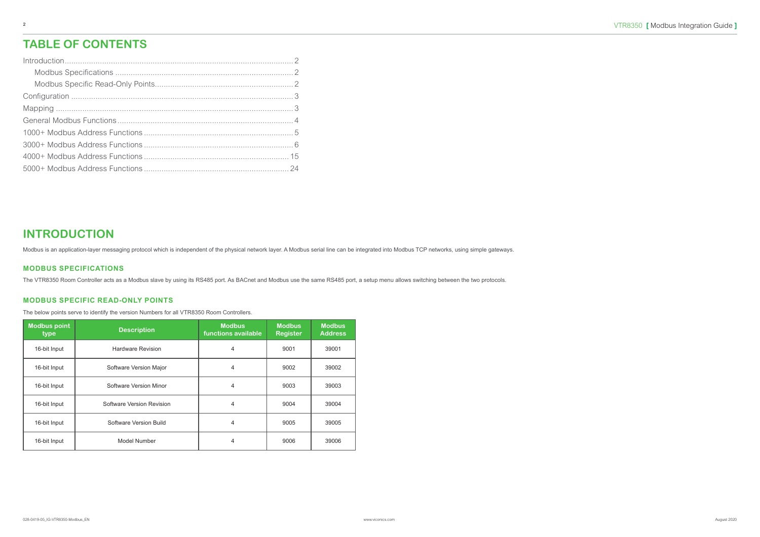# TABLE OF CONTENTS

- Introduction ... 2
  - Modbus Specifications ... 2
  - Modbus Specific Read-Only Points ... 2
- Configuration ... 3
- Mapping ... 3
- General Modbus Functions ... 4
- 1000+ Modbus Address Functions ... 5
- 3000+ Modbus Address Functions ... 6
- 4000+ Modbus Address Functions ... 15
- 5000+ Modbus Address Functions ... 24

# INTRODUCTION

Modbus is an application-layer messaging protocol which is independent of the physical network layer. A Modbus serial line can be integrated into Modbus TCP networks, using simple gateways.

### MODBUS SPECIFICATIONS

The VTR8350 Room Controller acts as a Modbus slave by using its RS485 port. As BACnet and Modbus use the same RS485 port, a setup menu allows switching between the two protocols.

### MODBUS SPECIFIC READ-ONLY POINTS

The below points serve to identify the version Numbers for all VTR8350 Room Controllers.

| Modbus point type | Description | Modbus functions available | Modbus Register | Modbus Address |
|---|---|---|---|---|
| 16-bit Input | Hardware Revision | 4 | 9001 | 39001 |
| 16-bit Input | Software Version Major | 4 | 9002 | 39002 |
| 16-bit Input | Software Version Minor | 4 | 9003 | 39003 |
| 16-bit Input | Software Version Revision | 4 | 9004 | 39004 |
| 16-bit Input | Software Version Build | 4 | 9005 | 39005 |
| 16-bit Input | Model Number | 4 | 9006 | 39006 |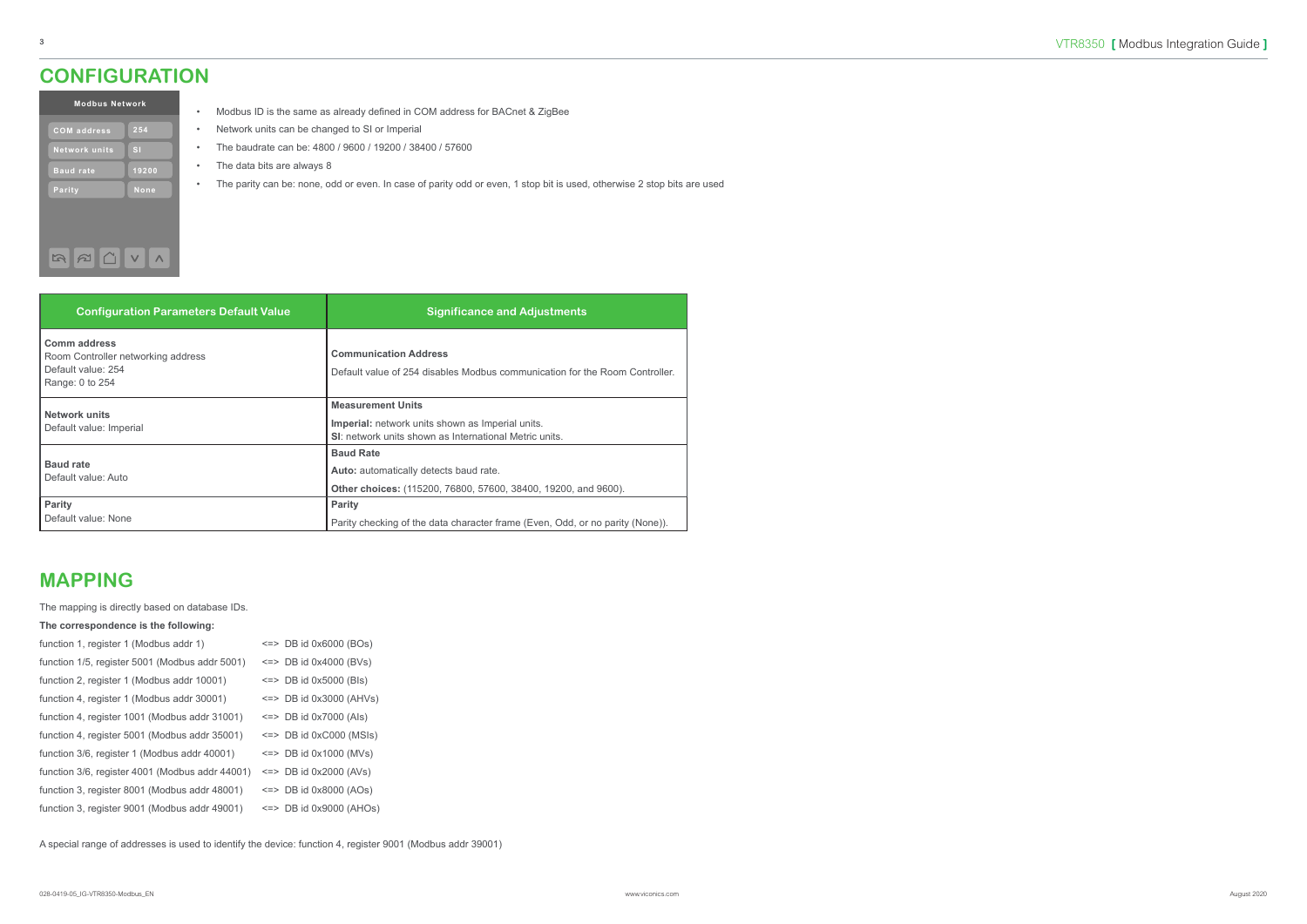## CONFIGURATION

| Modbus Network | |
|---|---|
| COM address | 254 |
| Network units | SI |
| Baud rate | 19200 |
| Parity | None |

- Modbus ID is the same as already defined in COM address for BACnet & ZigBee
- Network units can be changed to SI or Imperial
- The baudrate can be: 4800 / 9600 / 19200 / 38400 / 57600
- The data bits are always 8
- The parity can be: none, odd or even. In case of parity odd or even, 1 stop bit is used, otherwise 2 stop bits are used

| Configuration Parameters Default Value | Significance and Adjustments |
|---|---|
| **Comm address**<br>Room Controller networking address<br>Default value: 254<br>Range: 0 to 254 | **Communication Address**<br>Default value of 254 disables Modbus communication for the Room Controller. |
| **Network units**<br>Default value: Imperial | **Measurement Units**<br>**Imperial:** network units shown as Imperial units.<br>**SI**: network units shown as International Metric units. |
| **Baud rate**<br>Default value: Auto | **Baud Rate**<br>**Auto:** automatically detects baud rate.<br>**Other choices:** (115200, 76800, 57600, 38400, 19200, and 9600). |
| **Parity**<br>Default value: None | **Parity**<br>Parity checking of the data character frame (Even, Odd, or no parity (None)). |

## MAPPING

The mapping is directly based on database IDs.

**The correspondence is the following:**

| | |
|---|---|
| function 1, register 1 (Modbus addr 1) | <=> DB id 0x6000 (BOs) |
| function 1/5, register 5001 (Modbus addr 5001) | <=> DB id 0x4000 (BVs) |
| function 2, register 1 (Modbus addr 10001) | <=> DB id 0x5000 (BIs) |
| function 4, register 1 (Modbus addr 30001) | <=> DB id 0x3000 (AHVs) |
| function 4, register 1001 (Modbus addr 31001) | <=> DB id 0x7000 (AIs) |
| function 4, register 5001 (Modbus addr 35001) | <=> DB id 0xC000 (MSIs) |
| function 3/6, register 1 (Modbus addr 40001) | <=> DB id 0x1000 (MVs) |
| function 3/6, register 4001 (Modbus addr 44001) | <=> DB id 0x2000 (AVs) |
| function 3, register 8001 (Modbus addr 48001) | <=> DB id 0x8000 (AOs) |
| function 3, register 9001 (Modbus addr 49001) | <=> DB id 0x9000 (AHOs) |

A special range of addresses is used to identify the device: function 4, register 9001 (Modbus addr 39001)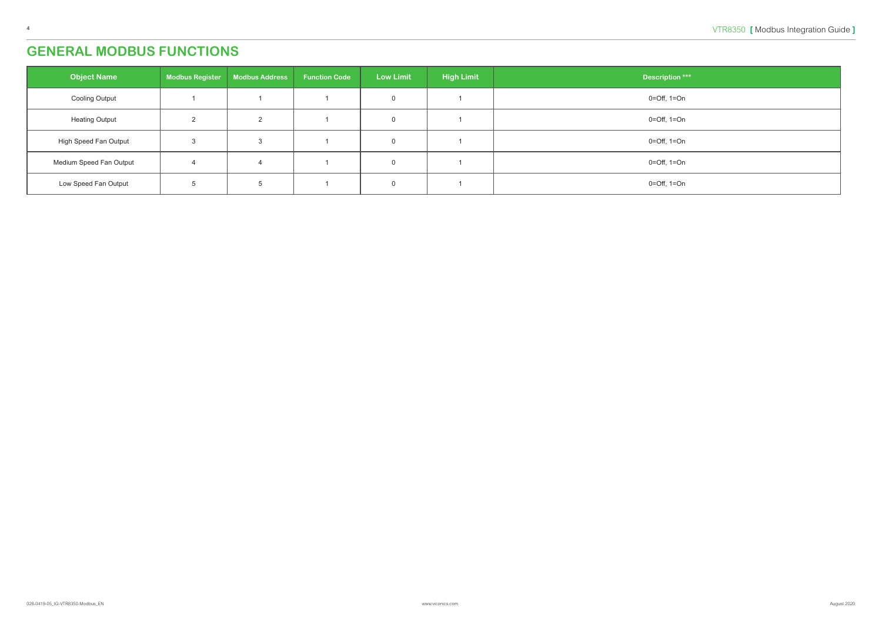# GENERAL MODBUS FUNCTIONS

| Object Name | Modbus Register | Modbus Address | Function Code | Low Limit | High Limit | Description *** |
|---|---|---|---|---|---|---|
| Cooling Output | 1 | 1 | 1 | 0 | 1 | 0=Off, 1=On |
| Heating Output | 2 | 2 | 1 | 0 | 1 | 0=Off, 1=On |
| High Speed Fan Output | 3 | 3 | 1 | 0 | 1 | 0=Off, 1=On |
| Medium Speed Fan Output | 4 | 4 | 1 | 0 | 1 | 0=Off, 1=On |
| Low Speed Fan Output | 5 | 5 | 1 | 0 | 1 | 0=Off, 1=On |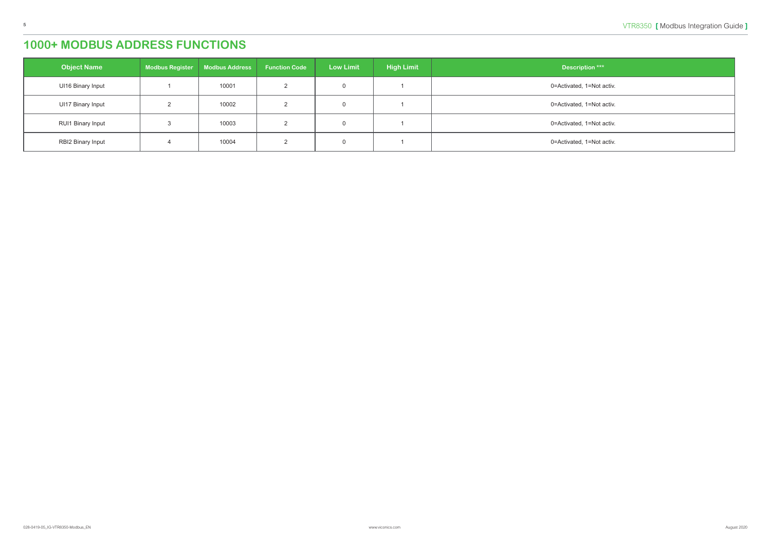# 1000+ MODBUS ADDRESS FUNCTIONS

| Object Name | Modbus Register | Modbus Address | Function Code | Low Limit | High Limit | Description *** |
|---|---|---|---|---|---|---|
| UI16 Binary Input | 1 | 10001 | 2 | 0 | 1 | 0=Activated, 1=Not activ. |
| UI17 Binary Input | 2 | 10002 | 2 | 0 | 1 | 0=Activated, 1=Not activ. |
| RUI1 Binary Input | 3 | 10003 | 2 | 0 | 1 | 0=Activated, 1=Not activ. |
| RBI2 Binary Input | 4 | 10004 | 2 | 0 | 1 | 0=Activated, 1=Not activ. |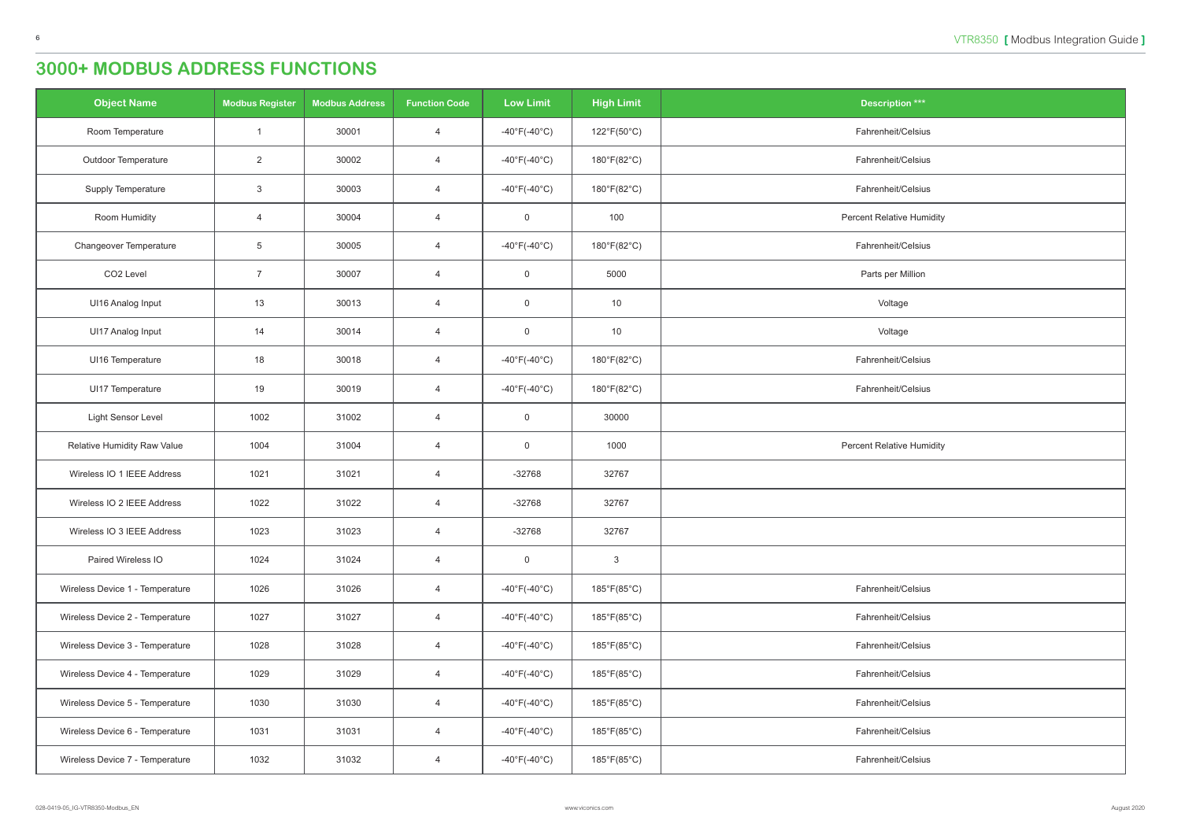# 3000+ MODBUS ADDRESS FUNCTIONS

| Object Name | Modbus Register | Modbus Address | Function Code | Low Limit | High Limit | Description *** |
|---|---|---|---|---|---|---|
| Room Temperature | 1 | 30001 | 4 | -40°F(-40°C) | 122°F(50°C) | Fahrenheit/Celsius |
| Outdoor Temperature | 2 | 30002 | 4 | -40°F(-40°C) | 180°F(82°C) | Fahrenheit/Celsius |
| Supply Temperature | 3 | 30003 | 4 | -40°F(-40°C) | 180°F(82°C) | Fahrenheit/Celsius |
| Room Humidity | 4 | 30004 | 4 | 0 | 100 | Percent Relative Humidity |
| Changeover Temperature | 5 | 30005 | 4 | -40°F(-40°C) | 180°F(82°C) | Fahrenheit/Celsius |
| CO2 Level | 7 | 30007 | 4 | 0 | 5000 | Parts per Million |
| UI16 Analog Input | 13 | 30013 | 4 | 0 | 10 | Voltage |
| UI17 Analog Input | 14 | 30014 | 4 | 0 | 10 | Voltage |
| UI16 Temperature | 18 | 30018 | 4 | -40°F(-40°C) | 180°F(82°C) | Fahrenheit/Celsius |
| UI17 Temperature | 19 | 30019 | 4 | -40°F(-40°C) | 180°F(82°C) | Fahrenheit/Celsius |
| Light Sensor Level | 1002 | 31002 | 4 | 0 | 30000 | |
| Relative Humidity Raw Value | 1004 | 31004 | 4 | 0 | 1000 | Percent Relative Humidity |
| Wireless IO 1 IEEE Address | 1021 | 31021 | 4 | -32768 | 32767 | |
| Wireless IO 2 IEEE Address | 1022 | 31022 | 4 | -32768 | 32767 | |
| Wireless IO 3 IEEE Address | 1023 | 31023 | 4 | -32768 | 32767 | |
| Paired Wireless IO | 1024 | 31024 | 4 | 0 | 3 | |
| Wireless Device 1 - Temperature | 1026 | 31026 | 4 | -40°F(-40°C) | 185°F(85°C) | Fahrenheit/Celsius |
| Wireless Device 2 - Temperature | 1027 | 31027 | 4 | -40°F(-40°C) | 185°F(85°C) | Fahrenheit/Celsius |
| Wireless Device 3 - Temperature | 1028 | 31028 | 4 | -40°F(-40°C) | 185°F(85°C) | Fahrenheit/Celsius |
| Wireless Device 4 - Temperature | 1029 | 31029 | 4 | -40°F(-40°C) | 185°F(85°C) | Fahrenheit/Celsius |
| Wireless Device 5 - Temperature | 1030 | 31030 | 4 | -40°F(-40°C) | 185°F(85°C) | Fahrenheit/Celsius |
| Wireless Device 6 - Temperature | 1031 | 31031 | 4 | -40°F(-40°C) | 185°F(85°C) | Fahrenheit/Celsius |
| Wireless Device 7 - Temperature | 1032 | 31032 | 4 | -40°F(-40°C) | 185°F(85°C) | Fahrenheit/Celsius |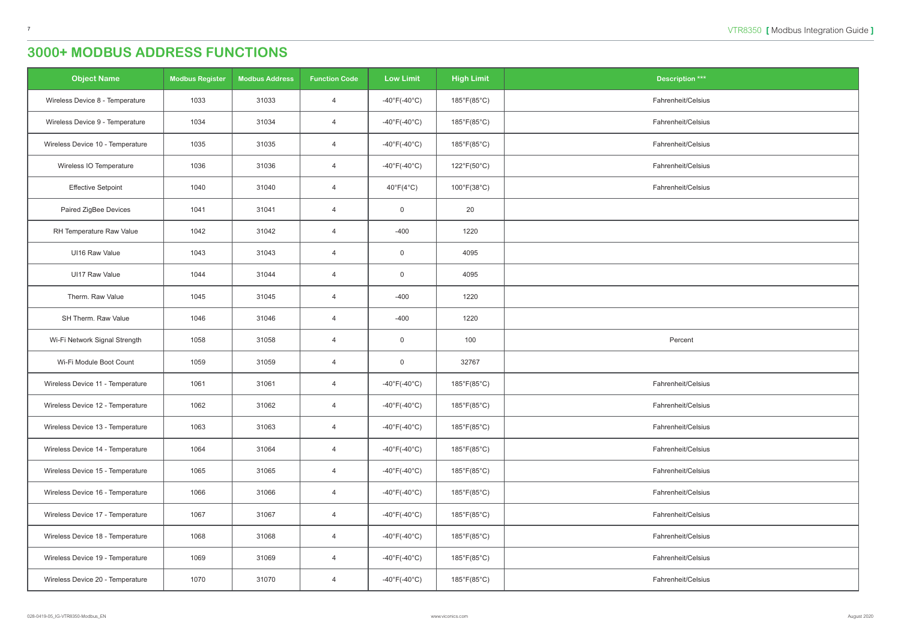# 3000+ MODBUS ADDRESS FUNCTIONS

| Object Name | Modbus Register | Modbus Address | Function Code | Low Limit | High Limit | Description *** |
|---|---|---|---|---|---|---|
| Wireless Device 8 - Temperature | 1033 | 31033 | 4 | -40°F(-40°C) | 185°F(85°C) | Fahrenheit/Celsius |
| Wireless Device 9 - Temperature | 1034 | 31034 | 4 | -40°F(-40°C) | 185°F(85°C) | Fahrenheit/Celsius |
| Wireless Device 10 - Temperature | 1035 | 31035 | 4 | -40°F(-40°C) | 185°F(85°C) | Fahrenheit/Celsius |
| Wireless IO Temperature | 1036 | 31036 | 4 | -40°F(-40°C) | 122°F(50°C) | Fahrenheit/Celsius |
| Effective Setpoint | 1040 | 31040 | 4 | 40°F(4°C) | 100°F(38°C) | Fahrenheit/Celsius |
| Paired ZigBee Devices | 1041 | 31041 | 4 | 0 | 20 | |
| RH Temperature Raw Value | 1042 | 31042 | 4 | -400 | 1220 | |
| UI16 Raw Value | 1043 | 31043 | 4 | 0 | 4095 | |
| UI17 Raw Value | 1044 | 31044 | 4 | 0 | 4095 | |
| Therm. Raw Value | 1045 | 31045 | 4 | -400 | 1220 | |
| SH Therm. Raw Value | 1046 | 31046 | 4 | -400 | 1220 | |
| Wi-Fi Network Signal Strength | 1058 | 31058 | 4 | 0 | 100 | Percent |
| Wi-Fi Module Boot Count | 1059 | 31059 | 4 | 0 | 32767 | |
| Wireless Device 11 - Temperature | 1061 | 31061 | 4 | -40°F(-40°C) | 185°F(85°C) | Fahrenheit/Celsius |
| Wireless Device 12 - Temperature | 1062 | 31062 | 4 | -40°F(-40°C) | 185°F(85°C) | Fahrenheit/Celsius |
| Wireless Device 13 - Temperature | 1063 | 31063 | 4 | -40°F(-40°C) | 185°F(85°C) | Fahrenheit/Celsius |
| Wireless Device 14 - Temperature | 1064 | 31064 | 4 | -40°F(-40°C) | 185°F(85°C) | Fahrenheit/Celsius |
| Wireless Device 15 - Temperature | 1065 | 31065 | 4 | -40°F(-40°C) | 185°F(85°C) | Fahrenheit/Celsius |
| Wireless Device 16 - Temperature | 1066 | 31066 | 4 | -40°F(-40°C) | 185°F(85°C) | Fahrenheit/Celsius |
| Wireless Device 17 - Temperature | 1067 | 31067 | 4 | -40°F(-40°C) | 185°F(85°C) | Fahrenheit/Celsius |
| Wireless Device 18 - Temperature | 1068 | 31068 | 4 | -40°F(-40°C) | 185°F(85°C) | Fahrenheit/Celsius |
| Wireless Device 19 - Temperature | 1069 | 31069 | 4 | -40°F(-40°C) | 185°F(85°C) | Fahrenheit/Celsius |
| Wireless Device 20 - Temperature | 1070 | 31070 | 4 | -40°F(-40°C) | 185°F(85°C) | Fahrenheit/Celsius |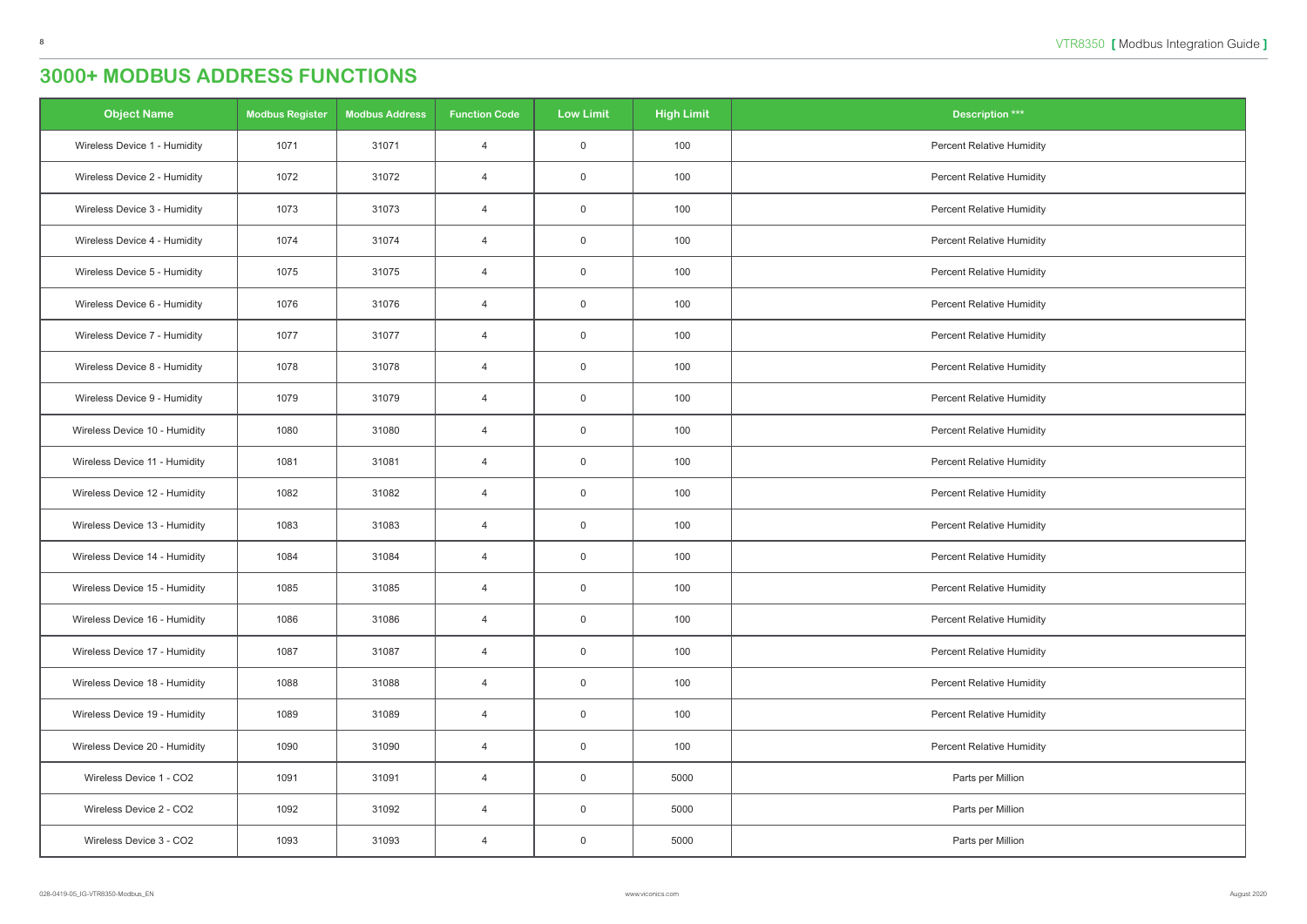# 3000+ MODBUS ADDRESS FUNCTIONS

| Object Name | Modbus Register | Modbus Address | Function Code | Low Limit | High Limit | Description *** |
|---|---|---|---|---|---|---|
| Wireless Device 1 - Humidity | 1071 | 31071 | 4 | 0 | 100 | Percent Relative Humidity |
| Wireless Device 2 - Humidity | 1072 | 31072 | 4 | 0 | 100 | Percent Relative Humidity |
| Wireless Device 3 - Humidity | 1073 | 31073 | 4 | 0 | 100 | Percent Relative Humidity |
| Wireless Device 4 - Humidity | 1074 | 31074 | 4 | 0 | 100 | Percent Relative Humidity |
| Wireless Device 5 - Humidity | 1075 | 31075 | 4 | 0 | 100 | Percent Relative Humidity |
| Wireless Device 6 - Humidity | 1076 | 31076 | 4 | 0 | 100 | Percent Relative Humidity |
| Wireless Device 7 - Humidity | 1077 | 31077 | 4 | 0 | 100 | Percent Relative Humidity |
| Wireless Device 8 - Humidity | 1078 | 31078 | 4 | 0 | 100 | Percent Relative Humidity |
| Wireless Device 9 - Humidity | 1079 | 31079 | 4 | 0 | 100 | Percent Relative Humidity |
| Wireless Device 10 - Humidity | 1080 | 31080 | 4 | 0 | 100 | Percent Relative Humidity |
| Wireless Device 11 - Humidity | 1081 | 31081 | 4 | 0 | 100 | Percent Relative Humidity |
| Wireless Device 12 - Humidity | 1082 | 31082 | 4 | 0 | 100 | Percent Relative Humidity |
| Wireless Device 13 - Humidity | 1083 | 31083 | 4 | 0 | 100 | Percent Relative Humidity |
| Wireless Device 14 - Humidity | 1084 | 31084 | 4 | 0 | 100 | Percent Relative Humidity |
| Wireless Device 15 - Humidity | 1085 | 31085 | 4 | 0 | 100 | Percent Relative Humidity |
| Wireless Device 16 - Humidity | 1086 | 31086 | 4 | 0 | 100 | Percent Relative Humidity |
| Wireless Device 17 - Humidity | 1087 | 31087 | 4 | 0 | 100 | Percent Relative Humidity |
| Wireless Device 18 - Humidity | 1088 | 31088 | 4 | 0 | 100 | Percent Relative Humidity |
| Wireless Device 19 - Humidity | 1089 | 31089 | 4 | 0 | 100 | Percent Relative Humidity |
| Wireless Device 20 - Humidity | 1090 | 31090 | 4 | 0 | 100 | Percent Relative Humidity |
| Wireless Device 1 - CO2 | 1091 | 31091 | 4 | 0 | 5000 | Parts per Million |
| Wireless Device 2 - CO2 | 1092 | 31092 | 4 | 0 | 5000 | Parts per Million |
| Wireless Device 3 - CO2 | 1093 | 31093 | 4 | 0 | 5000 | Parts per Million |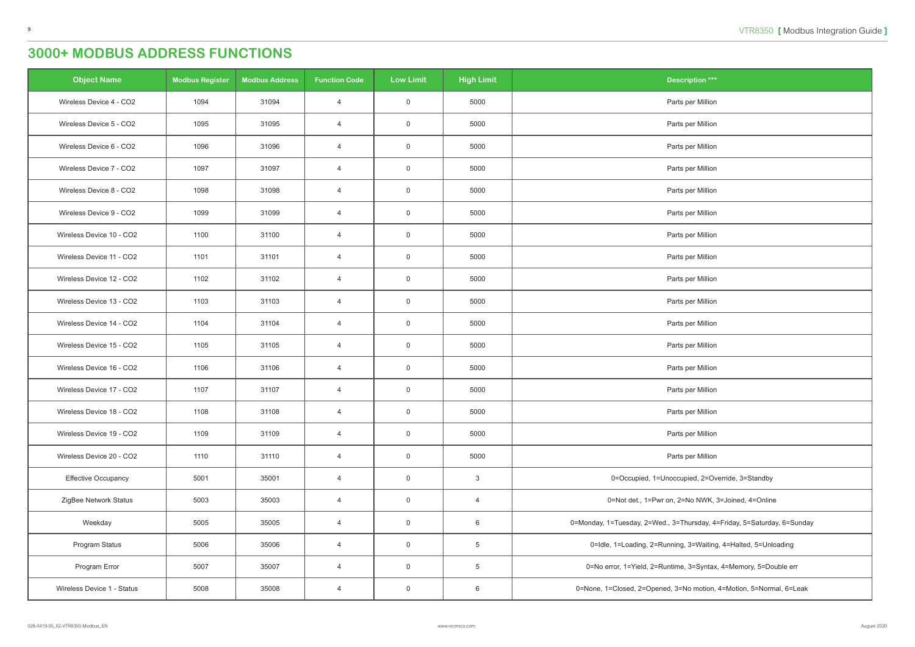# 3000+ MODBUS ADDRESS FUNCTIONS

| Object Name | Modbus Register | Modbus Address | Function Code | Low Limit | High Limit | Description *** |
|---|---|---|---|---|---|---|
| Wireless Device 4 - CO2 | 1094 | 31094 | 4 | 0 | 5000 | Parts per Million |
| Wireless Device 5 - CO2 | 1095 | 31095 | 4 | 0 | 5000 | Parts per Million |
| Wireless Device 6 - CO2 | 1096 | 31096 | 4 | 0 | 5000 | Parts per Million |
| Wireless Device 7 - CO2 | 1097 | 31097 | 4 | 0 | 5000 | Parts per Million |
| Wireless Device 8 - CO2 | 1098 | 31098 | 4 | 0 | 5000 | Parts per Million |
| Wireless Device 9 - CO2 | 1099 | 31099 | 4 | 0 | 5000 | Parts per Million |
| Wireless Device 10 - CO2 | 1100 | 31100 | 4 | 0 | 5000 | Parts per Million |
| Wireless Device 11 - CO2 | 1101 | 31101 | 4 | 0 | 5000 | Parts per Million |
| Wireless Device 12 - CO2 | 1102 | 31102 | 4 | 0 | 5000 | Parts per Million |
| Wireless Device 13 - CO2 | 1103 | 31103 | 4 | 0 | 5000 | Parts per Million |
| Wireless Device 14 - CO2 | 1104 | 31104 | 4 | 0 | 5000 | Parts per Million |
| Wireless Device 15 - CO2 | 1105 | 31105 | 4 | 0 | 5000 | Parts per Million |
| Wireless Device 16 - CO2 | 1106 | 31106 | 4 | 0 | 5000 | Parts per Million |
| Wireless Device 17 - CO2 | 1107 | 31107 | 4 | 0 | 5000 | Parts per Million |
| Wireless Device 18 - CO2 | 1108 | 31108 | 4 | 0 | 5000 | Parts per Million |
| Wireless Device 19 - CO2 | 1109 | 31109 | 4 | 0 | 5000 | Parts per Million |
| Wireless Device 20 - CO2 | 1110 | 31110 | 4 | 0 | 5000 | Parts per Million |
| Effective Occupancy | 5001 | 35001 | 4 | 0 | 3 | 0=Occupied, 1=Unoccupied, 2=Override, 3=Standby |
| ZigBee Network Status | 5003 | 35003 | 4 | 0 | 4 | 0=Not det., 1=Pwr on, 2=No NWK, 3=Joined, 4=Online |
| Weekday | 5005 | 35005 | 4 | 0 | 6 | 0=Monday, 1=Tuesday, 2=Wed., 3=Thursday, 4=Friday, 5=Saturday, 6=Sunday |
| Program Status | 5006 | 35006 | 4 | 0 | 5 | 0=Idle, 1=Loading, 2=Running, 3=Waiting, 4=Halted, 5=Unloading |
| Program Error | 5007 | 35007 | 4 | 0 | 5 | 0=No error, 1=Yield, 2=Runtime, 3=Syntax, 4=Memory, 5=Double err |
| Wireless Device 1 - Status | 5008 | 35008 | 4 | 0 | 6 | 0=None, 1=Closed, 2=Opened, 3=No motion, 4=Motion, 5=Normal, 6=Leak |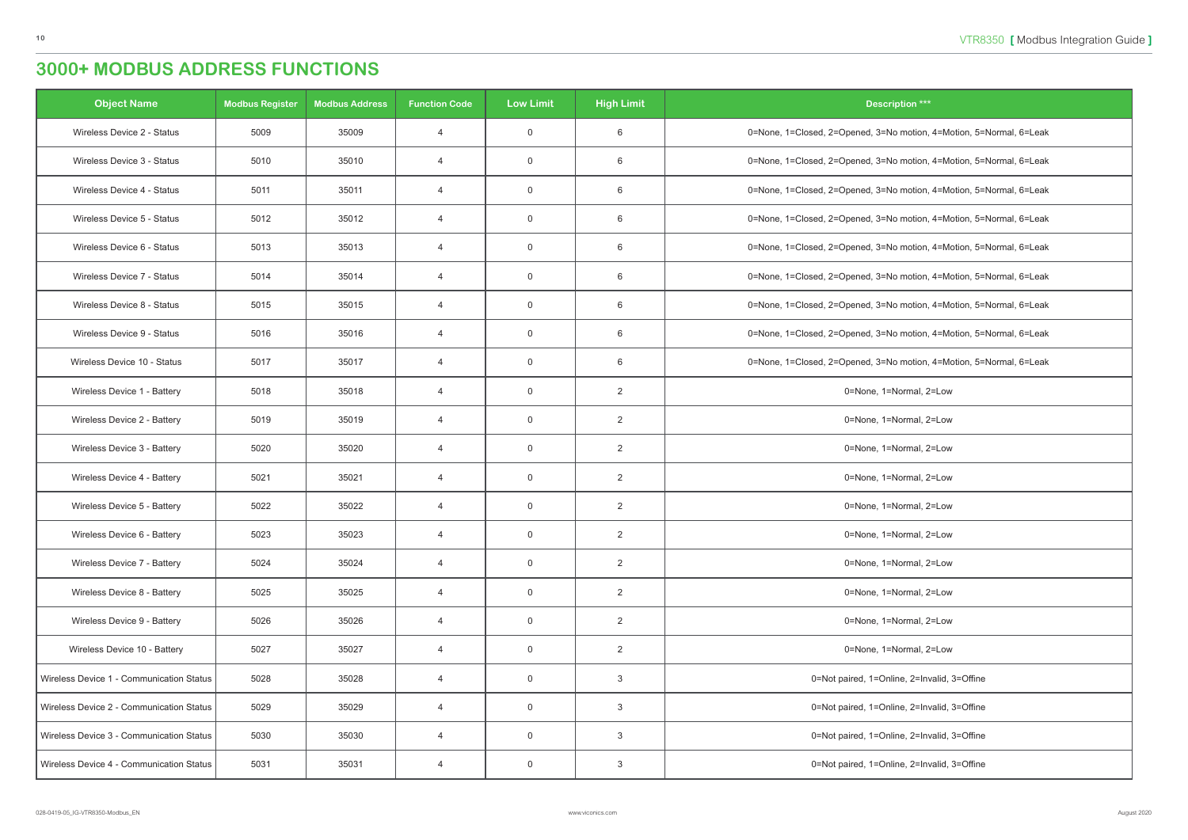# 3000+ MODBUS ADDRESS FUNCTIONS

| Object Name | Modbus Register | Modbus Address | Function Code | Low Limit | High Limit | Description *** |
|---|---|---|---|---|---|---|
| Wireless Device 2 - Status | 5009 | 35009 | 4 | 0 | 6 | 0=None, 1=Closed, 2=Opened, 3=No motion, 4=Motion, 5=Normal, 6=Leak |
| Wireless Device 3 - Status | 5010 | 35010 | 4 | 0 | 6 | 0=None, 1=Closed, 2=Opened, 3=No motion, 4=Motion, 5=Normal, 6=Leak |
| Wireless Device 4 - Status | 5011 | 35011 | 4 | 0 | 6 | 0=None, 1=Closed, 2=Opened, 3=No motion, 4=Motion, 5=Normal, 6=Leak |
| Wireless Device 5 - Status | 5012 | 35012 | 4 | 0 | 6 | 0=None, 1=Closed, 2=Opened, 3=No motion, 4=Motion, 5=Normal, 6=Leak |
| Wireless Device 6 - Status | 5013 | 35013 | 4 | 0 | 6 | 0=None, 1=Closed, 2=Opened, 3=No motion, 4=Motion, 5=Normal, 6=Leak |
| Wireless Device 7 - Status | 5014 | 35014 | 4 | 0 | 6 | 0=None, 1=Closed, 2=Opened, 3=No motion, 4=Motion, 5=Normal, 6=Leak |
| Wireless Device 8 - Status | 5015 | 35015 | 4 | 0 | 6 | 0=None, 1=Closed, 2=Opened, 3=No motion, 4=Motion, 5=Normal, 6=Leak |
| Wireless Device 9 - Status | 5016 | 35016 | 4 | 0 | 6 | 0=None, 1=Closed, 2=Opened, 3=No motion, 4=Motion, 5=Normal, 6=Leak |
| Wireless Device 10 - Status | 5017 | 35017 | 4 | 0 | 6 | 0=None, 1=Closed, 2=Opened, 3=No motion, 4=Motion, 5=Normal, 6=Leak |
| Wireless Device 1 - Battery | 5018 | 35018 | 4 | 0 | 2 | 0=None, 1=Normal, 2=Low |
| Wireless Device 2 - Battery | 5019 | 35019 | 4 | 0 | 2 | 0=None, 1=Normal, 2=Low |
| Wireless Device 3 - Battery | 5020 | 35020 | 4 | 0 | 2 | 0=None, 1=Normal, 2=Low |
| Wireless Device 4 - Battery | 5021 | 35021 | 4 | 0 | 2 | 0=None, 1=Normal, 2=Low |
| Wireless Device 5 - Battery | 5022 | 35022 | 4 | 0 | 2 | 0=None, 1=Normal, 2=Low |
| Wireless Device 6 - Battery | 5023 | 35023 | 4 | 0 | 2 | 0=None, 1=Normal, 2=Low |
| Wireless Device 7 - Battery | 5024 | 35024 | 4 | 0 | 2 | 0=None, 1=Normal, 2=Low |
| Wireless Device 8 - Battery | 5025 | 35025 | 4 | 0 | 2 | 0=None, 1=Normal, 2=Low |
| Wireless Device 9 - Battery | 5026 | 35026 | 4 | 0 | 2 | 0=None, 1=Normal, 2=Low |
| Wireless Device 10 - Battery | 5027 | 35027 | 4 | 0 | 2 | 0=None, 1=Normal, 2=Low |
| Wireless Device 1 - Communication Status | 5028 | 35028 | 4 | 0 | 3 | 0=Not paired, 1=Online, 2=Invalid, 3=Offine |
| Wireless Device 2 - Communication Status | 5029 | 35029 | 4 | 0 | 3 | 0=Not paired, 1=Online, 2=Invalid, 3=Offine |
| Wireless Device 3 - Communication Status | 5030 | 35030 | 4 | 0 | 3 | 0=Not paired, 1=Online, 2=Invalid, 3=Offine |
| Wireless Device 4 - Communication Status | 5031 | 35031 | 4 | 0 | 3 | 0=Not paired, 1=Online, 2=Invalid, 3=Offine |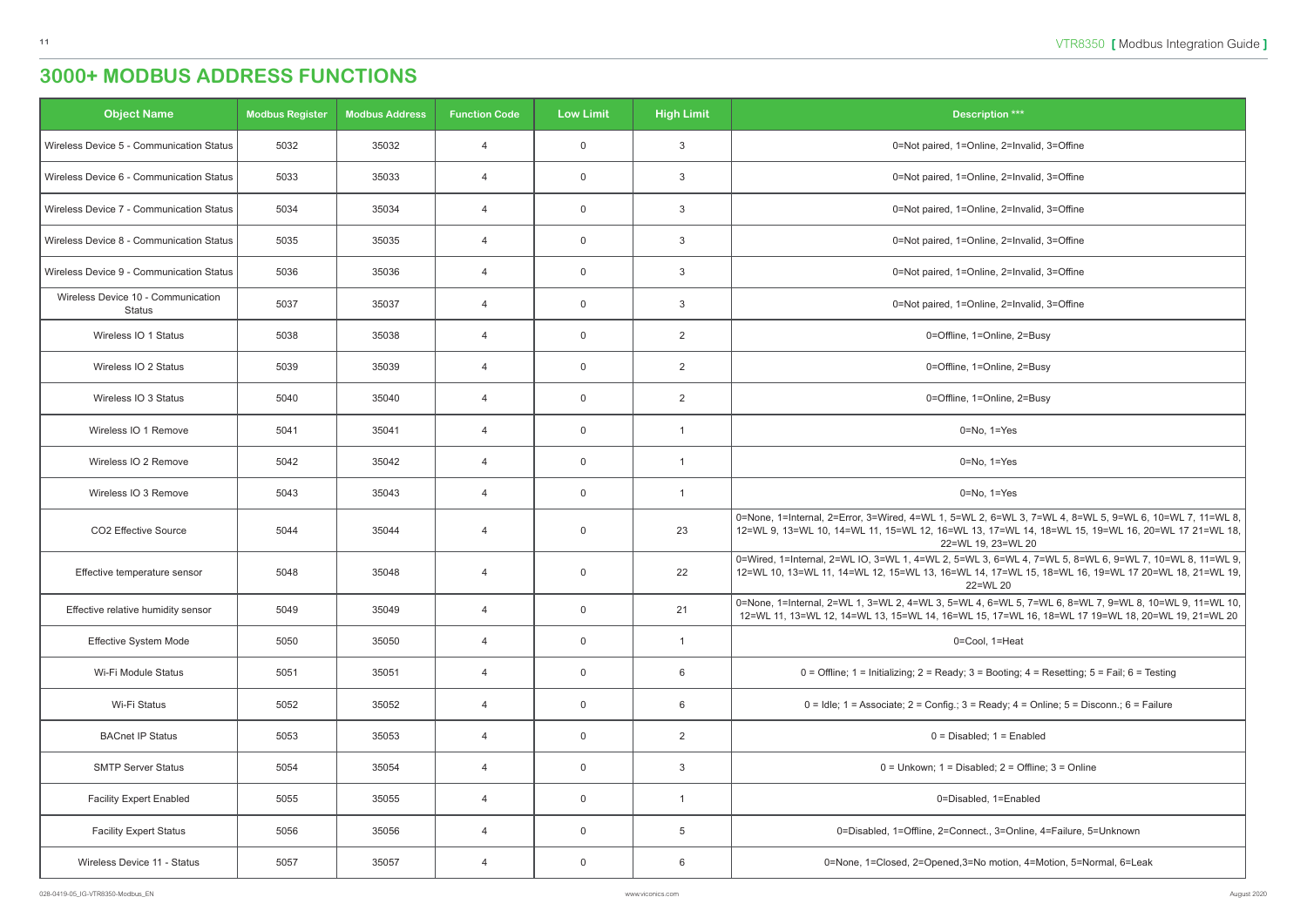# 3000+ MODBUS ADDRESS FUNCTIONS

| Object Name | Modbus Register | Modbus Address | Function Code | Low Limit | High Limit | Description *** |
|---|---|---|---|---|---|---|
| Wireless Device 5 - Communication Status | 5032 | 35032 | 4 | 0 | 3 | 0=Not paired, 1=Online, 2=Invalid, 3=Offine |
| Wireless Device 6 - Communication Status | 5033 | 35033 | 4 | 0 | 3 | 0=Not paired, 1=Online, 2=Invalid, 3=Offine |
| Wireless Device 7 - Communication Status | 5034 | 35034 | 4 | 0 | 3 | 0=Not paired, 1=Online, 2=Invalid, 3=Offine |
| Wireless Device 8 - Communication Status | 5035 | 35035 | 4 | 0 | 3 | 0=Not paired, 1=Online, 2=Invalid, 3=Offine |
| Wireless Device 9 - Communication Status | 5036 | 35036 | 4 | 0 | 3 | 0=Not paired, 1=Online, 2=Invalid, 3=Offine |
| Wireless Device 10 - Communication Status | 5037 | 35037 | 4 | 0 | 3 | 0=Not paired, 1=Online, 2=Invalid, 3=Offine |
| Wireless IO 1 Status | 5038 | 35038 | 4 | 0 | 2 | 0=Offline, 1=Online, 2=Busy |
| Wireless IO 2 Status | 5039 | 35039 | 4 | 0 | 2 | 0=Offline, 1=Online, 2=Busy |
| Wireless IO 3 Status | 5040 | 35040 | 4 | 0 | 2 | 0=Offline, 1=Online, 2=Busy |
| Wireless IO 1 Remove | 5041 | 35041 | 4 | 0 | 1 | 0=No, 1=Yes |
| Wireless IO 2 Remove | 5042 | 35042 | 4 | 0 | 1 | 0=No, 1=Yes |
| Wireless IO 3 Remove | 5043 | 35043 | 4 | 0 | 1 | 0=No, 1=Yes |
| CO2 Effective Source | 5044 | 35044 | 4 | 0 | 23 | 0=None, 1=Internal, 2=Error, 3=Wired, 4=WL 1, 5=WL 2, 6=WL 3, 7=WL 4, 8=WL 5, 9=WL 6, 10=WL 7, 11=WL 8, 12=WL 9, 13=WL 10, 14=WL 11, 15=WL 12, 16=WL 13, 17=WL 14, 18=WL 15, 19=WL 16, 20=WL 17 21=WL 18, 22=WL 19, 23=WL 20 |
| Effective temperature sensor | 5048 | 35048 | 4 | 0 | 22 | 0=Wired, 1=Internal, 2=WL IO, 3=WL 1, 4=WL 2, 5=WL 3, 6=WL 4, 7=WL 5, 8=WL 6, 9=WL 7, 10=WL 8, 11=WL 9, 12=WL 10, 13=WL 11, 14=WL 12, 15=WL 13, 16=WL 14, 17=WL 15, 18=WL 16, 19=WL 17 20=WL 18, 21=WL 19, 22=WL 20 |
| Effective relative humidity sensor | 5049 | 35049 | 4 | 0 | 21 | 0=None, 1=Internal, 2=WL 1, 3=WL 2, 4=WL 3, 5=WL 4, 6=WL 5, 7=WL 6, 8=WL 7, 9=WL 8, 10=WL 9, 11=WL 10, 12=WL 11, 13=WL 12, 14=WL 13, 15=WL 14, 16=WL 15, 17=WL 16, 18=WL 17 19=WL 18, 20=WL 19, 21=WL 20 |
| Effective System Mode | 5050 | 35050 | 4 | 0 | 1 | 0=Cool, 1=Heat |
| Wi-Fi Module Status | 5051 | 35051 | 4 | 0 | 6 | 0 = Offline; 1 = Initializing; 2 = Ready; 3 = Booting; 4 = Resetting; 5 = Fail; 6 = Testing |
| Wi-Fi Status | 5052 | 35052 | 4 | 0 | 6 | 0 = Idle; 1 = Associate; 2 = Config.; 3 = Ready; 4 = Online; 5 = Disconn.; 6 = Failure |
| BACnet IP Status | 5053 | 35053 | 4 | 0 | 2 | 0 = Disabled; 1 = Enabled |
| SMTP Server Status | 5054 | 35054 | 4 | 0 | 3 | 0 = Unkown; 1 = Disabled; 2 = Offline; 3 = Online |
| Facility Expert Enabled | 5055 | 35055 | 4 | 0 | 1 | 0=Disabled, 1=Enabled |
| Facility Expert Status | 5056 | 35056 | 4 | 0 | 5 | 0=Disabled, 1=Offline, 2=Connect., 3=Online, 4=Failure, 5=Unknown |
| Wireless Device 11 - Status | 5057 | 35057 | 4 | 0 | 6 | 0=None, 1=Closed, 2=Opened,3=No motion, 4=Motion, 5=Normal, 6=Leak |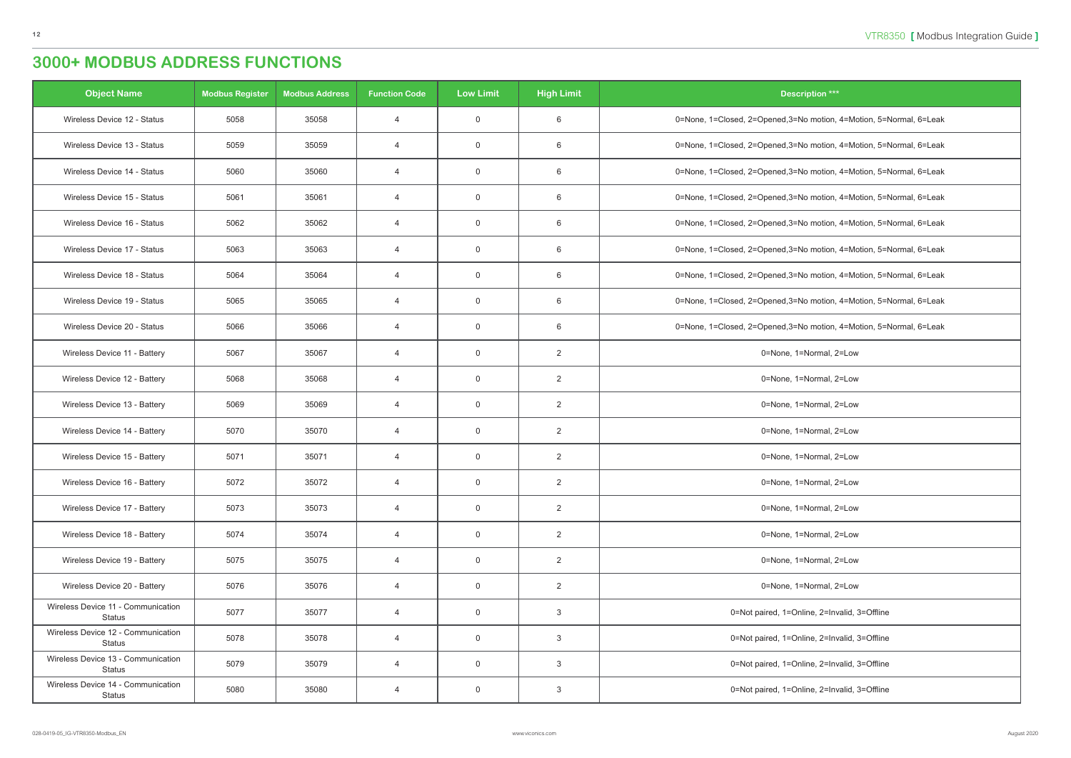# 3000+ MODBUS ADDRESS FUNCTIONS

| Object Name | Modbus Register | Modbus Address | Function Code | Low Limit | High Limit | Description *** |
|---|---|---|---|---|---|---|
| Wireless Device 12 - Status | 5058 | 35058 | 4 | 0 | 6 | 0=None, 1=Closed, 2=Opened,3=No motion, 4=Motion, 5=Normal, 6=Leak |
| Wireless Device 13 - Status | 5059 | 35059 | 4 | 0 | 6 | 0=None, 1=Closed, 2=Opened,3=No motion, 4=Motion, 5=Normal, 6=Leak |
| Wireless Device 14 - Status | 5060 | 35060 | 4 | 0 | 6 | 0=None, 1=Closed, 2=Opened,3=No motion, 4=Motion, 5=Normal, 6=Leak |
| Wireless Device 15 - Status | 5061 | 35061 | 4 | 0 | 6 | 0=None, 1=Closed, 2=Opened,3=No motion, 4=Motion, 5=Normal, 6=Leak |
| Wireless Device 16 - Status | 5062 | 35062 | 4 | 0 | 6 | 0=None, 1=Closed, 2=Opened,3=No motion, 4=Motion, 5=Normal, 6=Leak |
| Wireless Device 17 - Status | 5063 | 35063 | 4 | 0 | 6 | 0=None, 1=Closed, 2=Opened,3=No motion, 4=Motion, 5=Normal, 6=Leak |
| Wireless Device 18 - Status | 5064 | 35064 | 4 | 0 | 6 | 0=None, 1=Closed, 2=Opened,3=No motion, 4=Motion, 5=Normal, 6=Leak |
| Wireless Device 19 - Status | 5065 | 35065 | 4 | 0 | 6 | 0=None, 1=Closed, 2=Opened,3=No motion, 4=Motion, 5=Normal, 6=Leak |
| Wireless Device 20 - Status | 5066 | 35066 | 4 | 0 | 6 | 0=None, 1=Closed, 2=Opened,3=No motion, 4=Motion, 5=Normal, 6=Leak |
| Wireless Device 11 - Battery | 5067 | 35067 | 4 | 0 | 2 | 0=None, 1=Normal, 2=Low |
| Wireless Device 12 - Battery | 5068 | 35068 | 4 | 0 | 2 | 0=None, 1=Normal, 2=Low |
| Wireless Device 13 - Battery | 5069 | 35069 | 4 | 0 | 2 | 0=None, 1=Normal, 2=Low |
| Wireless Device 14 - Battery | 5070 | 35070 | 4 | 0 | 2 | 0=None, 1=Normal, 2=Low |
| Wireless Device 15 - Battery | 5071 | 35071 | 4 | 0 | 2 | 0=None, 1=Normal, 2=Low |
| Wireless Device 16 - Battery | 5072 | 35072 | 4 | 0 | 2 | 0=None, 1=Normal, 2=Low |
| Wireless Device 17 - Battery | 5073 | 35073 | 4 | 0 | 2 | 0=None, 1=Normal, 2=Low |
| Wireless Device 18 - Battery | 5074 | 35074 | 4 | 0 | 2 | 0=None, 1=Normal, 2=Low |
| Wireless Device 19 - Battery | 5075 | 35075 | 4 | 0 | 2 | 0=None, 1=Normal, 2=Low |
| Wireless Device 20 - Battery | 5076 | 35076 | 4 | 0 | 2 | 0=None, 1=Normal, 2=Low |
| Wireless Device 11 - Communication Status | 5077 | 35077 | 4 | 0 | 3 | 0=Not paired, 1=Online, 2=Invalid, 3=Offline |
| Wireless Device 12 - Communication Status | 5078 | 35078 | 4 | 0 | 3 | 0=Not paired, 1=Online, 2=Invalid, 3=Offline |
| Wireless Device 13 - Communication Status | 5079 | 35079 | 4 | 0 | 3 | 0=Not paired, 1=Online, 2=Invalid, 3=Offline |
| Wireless Device 14 - Communication Status | 5080 | 35080 | 4 | 0 | 3 | 0=Not paired, 1=Online, 2=Invalid, 3=Offline |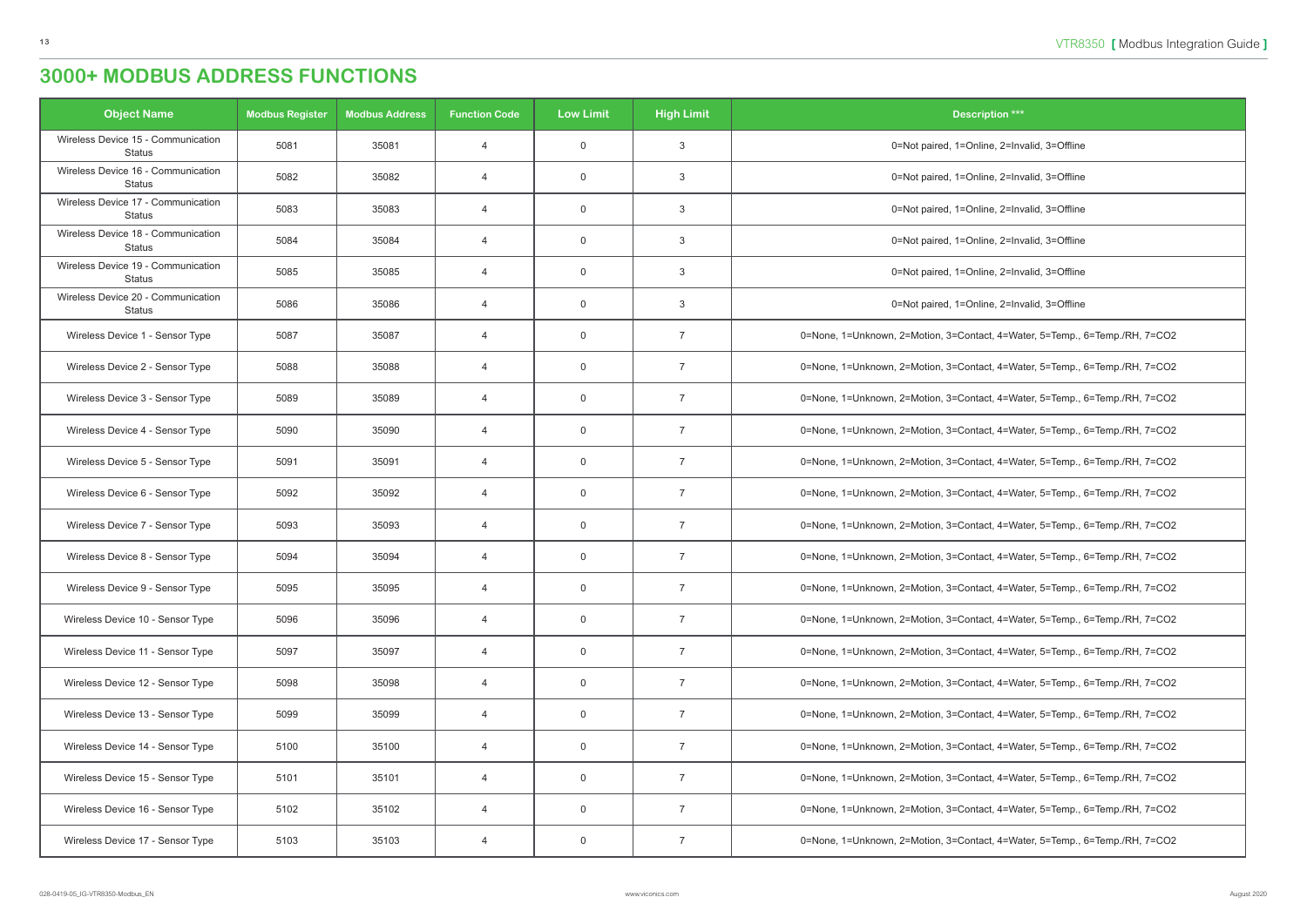# 3000+ MODBUS ADDRESS FUNCTIONS

| Object Name | Modbus Register | Modbus Address | Function Code | Low Limit | High Limit | Description *** |
|---|---|---|---|---|---|---|
| Wireless Device 15 - Communication Status | 5081 | 35081 | 4 | 0 | 3 | 0=Not paired, 1=Online, 2=Invalid, 3=Offline |
| Wireless Device 16 - Communication Status | 5082 | 35082 | 4 | 0 | 3 | 0=Not paired, 1=Online, 2=Invalid, 3=Offline |
| Wireless Device 17 - Communication Status | 5083 | 35083 | 4 | 0 | 3 | 0=Not paired, 1=Online, 2=Invalid, 3=Offline |
| Wireless Device 18 - Communication Status | 5084 | 35084 | 4 | 0 | 3 | 0=Not paired, 1=Online, 2=Invalid, 3=Offline |
| Wireless Device 19 - Communication Status | 5085 | 35085 | 4 | 0 | 3 | 0=Not paired, 1=Online, 2=Invalid, 3=Offline |
| Wireless Device 20 - Communication Status | 5086 | 35086 | 4 | 0 | 3 | 0=Not paired, 1=Online, 2=Invalid, 3=Offline |
| Wireless Device 1 - Sensor Type | 5087 | 35087 | 4 | 0 | 7 | 0=None, 1=Unknown, 2=Motion, 3=Contact, 4=Water, 5=Temp., 6=Temp./RH, 7=CO2 |
| Wireless Device 2 - Sensor Type | 5088 | 35088 | 4 | 0 | 7 | 0=None, 1=Unknown, 2=Motion, 3=Contact, 4=Water, 5=Temp., 6=Temp./RH, 7=CO2 |
| Wireless Device 3 - Sensor Type | 5089 | 35089 | 4 | 0 | 7 | 0=None, 1=Unknown, 2=Motion, 3=Contact, 4=Water, 5=Temp., 6=Temp./RH, 7=CO2 |
| Wireless Device 4 - Sensor Type | 5090 | 35090 | 4 | 0 | 7 | 0=None, 1=Unknown, 2=Motion, 3=Contact, 4=Water, 5=Temp., 6=Temp./RH, 7=CO2 |
| Wireless Device 5 - Sensor Type | 5091 | 35091 | 4 | 0 | 7 | 0=None, 1=Unknown, 2=Motion, 3=Contact, 4=Water, 5=Temp., 6=Temp./RH, 7=CO2 |
| Wireless Device 6 - Sensor Type | 5092 | 35092 | 4 | 0 | 7 | 0=None, 1=Unknown, 2=Motion, 3=Contact, 4=Water, 5=Temp., 6=Temp./RH, 7=CO2 |
| Wireless Device 7 - Sensor Type | 5093 | 35093 | 4 | 0 | 7 | 0=None, 1=Unknown, 2=Motion, 3=Contact, 4=Water, 5=Temp., 6=Temp./RH, 7=CO2 |
| Wireless Device 8 - Sensor Type | 5094 | 35094 | 4 | 0 | 7 | 0=None, 1=Unknown, 2=Motion, 3=Contact, 4=Water, 5=Temp., 6=Temp./RH, 7=CO2 |
| Wireless Device 9 - Sensor Type | 5095 | 35095 | 4 | 0 | 7 | 0=None, 1=Unknown, 2=Motion, 3=Contact, 4=Water, 5=Temp., 6=Temp./RH, 7=CO2 |
| Wireless Device 10 - Sensor Type | 5096 | 35096 | 4 | 0 | 7 | 0=None, 1=Unknown, 2=Motion, 3=Contact, 4=Water, 5=Temp., 6=Temp./RH, 7=CO2 |
| Wireless Device 11 - Sensor Type | 5097 | 35097 | 4 | 0 | 7 | 0=None, 1=Unknown, 2=Motion, 3=Contact, 4=Water, 5=Temp., 6=Temp./RH, 7=CO2 |
| Wireless Device 12 - Sensor Type | 5098 | 35098 | 4 | 0 | 7 | 0=None, 1=Unknown, 2=Motion, 3=Contact, 4=Water, 5=Temp., 6=Temp./RH, 7=CO2 |
| Wireless Device 13 - Sensor Type | 5099 | 35099 | 4 | 0 | 7 | 0=None, 1=Unknown, 2=Motion, 3=Contact, 4=Water, 5=Temp., 6=Temp./RH, 7=CO2 |
| Wireless Device 14 - Sensor Type | 5100 | 35100 | 4 | 0 | 7 | 0=None, 1=Unknown, 2=Motion, 3=Contact, 4=Water, 5=Temp., 6=Temp./RH, 7=CO2 |
| Wireless Device 15 - Sensor Type | 5101 | 35101 | 4 | 0 | 7 | 0=None, 1=Unknown, 2=Motion, 3=Contact, 4=Water, 5=Temp., 6=Temp./RH, 7=CO2 |
| Wireless Device 16 - Sensor Type | 5102 | 35102 | 4 | 0 | 7 | 0=None, 1=Unknown, 2=Motion, 3=Contact, 4=Water, 5=Temp., 6=Temp./RH, 7=CO2 |
| Wireless Device 17 - Sensor Type | 5103 | 35103 | 4 | 0 | 7 | 0=None, 1=Unknown, 2=Motion, 3=Contact, 4=Water, 5=Temp., 6=Temp./RH, 7=CO2 |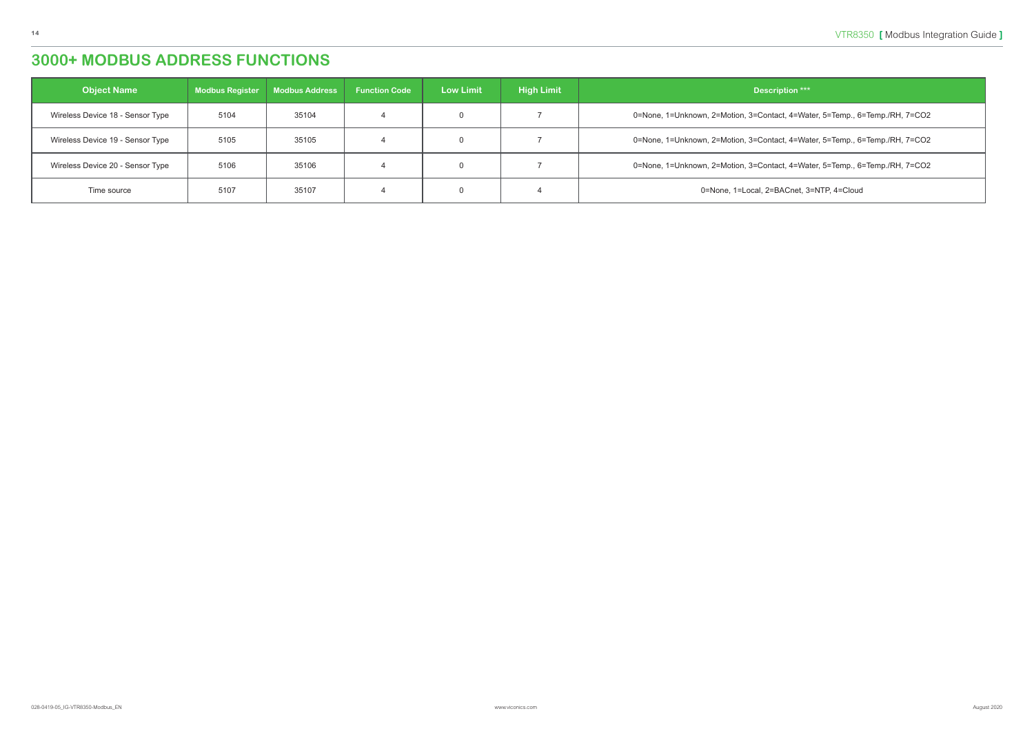# 3000+ MODBUS ADDRESS FUNCTIONS

| Object Name | Modbus Register | Modbus Address | Function Code | Low Limit | High Limit | Description *** |
|---|---|---|---|---|---|---|
| Wireless Device 18 - Sensor Type | 5104 | 35104 | 4 | 0 | 7 | 0=None, 1=Unknown, 2=Motion, 3=Contact, 4=Water, 5=Temp., 6=Temp./RH, 7=CO2 |
| Wireless Device 19 - Sensor Type | 5105 | 35105 | 4 | 0 | 7 | 0=None, 1=Unknown, 2=Motion, 3=Contact, 4=Water, 5=Temp., 6=Temp./RH, 7=CO2 |
| Wireless Device 20 - Sensor Type | 5106 | 35106 | 4 | 0 | 7 | 0=None, 1=Unknown, 2=Motion, 3=Contact, 4=Water, 5=Temp., 6=Temp./RH, 7=CO2 |
| Time source | 5107 | 35107 | 4 | 0 | 4 | 0=None, 1=Local, 2=BACnet, 3=NTP, 4=Cloud |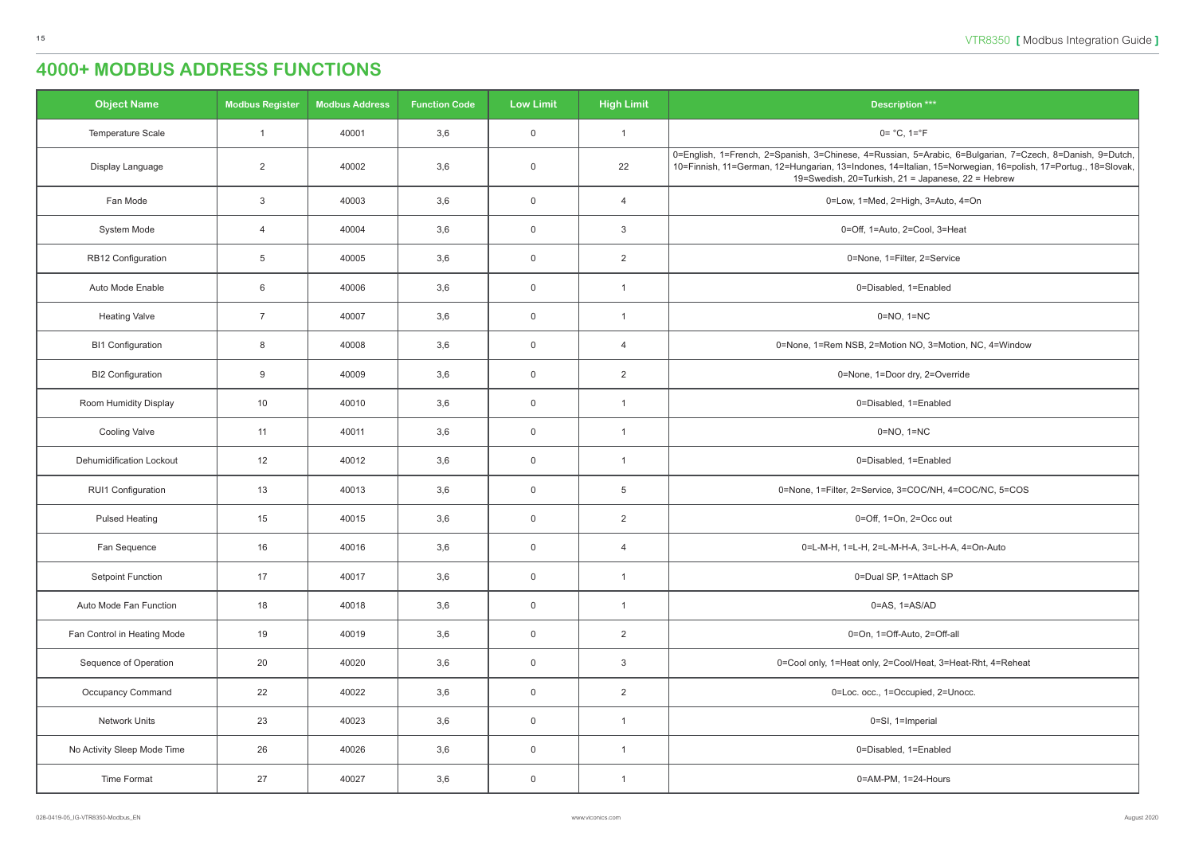# 4000+ MODBUS ADDRESS FUNCTIONS

| Object Name | Modbus Register | Modbus Address | Function Code | Low Limit | High Limit | Description *** |
|---|---|---|---|---|---|---|
| Temperature Scale | 1 | 40001 | 3,6 | 0 | 1 | 0= °C, 1=°F |
| Display Language | 2 | 40002 | 3,6 | 0 | 22 | 0=English, 1=French, 2=Spanish, 3=Chinese, 4=Russian, 5=Arabic, 6=Bulgarian, 7=Czech, 8=Danish, 9=Dutch, 10=Finnish, 11=German, 12=Hungarian, 13=Indones, 14=Italian, 15=Norwegian, 16=polish, 17=Portug., 18=Slovak, 19=Swedish, 20=Turkish, 21 = Japanese, 22 = Hebrew |
| Fan Mode | 3 | 40003 | 3,6 | 0 | 4 | 0=Low, 1=Med, 2=High, 3=Auto, 4=On |
| System Mode | 4 | 40004 | 3,6 | 0 | 3 | 0=Off, 1=Auto, 2=Cool, 3=Heat |
| RB12 Configuration | 5 | 40005 | 3,6 | 0 | 2 | 0=None, 1=Filter, 2=Service |
| Auto Mode Enable | 6 | 40006 | 3,6 | 0 | 1 | 0=Disabled, 1=Enabled |
| Heating Valve | 7 | 40007 | 3,6 | 0 | 1 | 0=NO, 1=NC |
| BI1 Configuration | 8 | 40008 | 3,6 | 0 | 4 | 0=None, 1=Rem NSB, 2=Motion NO, 3=Motion, NC, 4=Window |
| BI2 Configuration | 9 | 40009 | 3,6 | 0 | 2 | 0=None, 1=Door dry, 2=Override |
| Room Humidity Display | 10 | 40010 | 3,6 | 0 | 1 | 0=Disabled, 1=Enabled |
| Cooling Valve | 11 | 40011 | 3,6 | 0 | 1 | 0=NO, 1=NC |
| Dehumidification Lockout | 12 | 40012 | 3,6 | 0 | 1 | 0=Disabled, 1=Enabled |
| RUI1 Configuration | 13 | 40013 | 3,6 | 0 | 5 | 0=None, 1=Filter, 2=Service, 3=COC/NH, 4=COC/NC, 5=COS |
| Pulsed Heating | 15 | 40015 | 3,6 | 0 | 2 | 0=Off, 1=On, 2=Occ out |
| Fan Sequence | 16 | 40016 | 3,6 | 0 | 4 | 0=L-M-H, 1=L-H, 2=L-M-H-A, 3=L-H-A, 4=On-Auto |
| Setpoint Function | 17 | 40017 | 3,6 | 0 | 1 | 0=Dual SP, 1=Attach SP |
| Auto Mode Fan Function | 18 | 40018 | 3,6 | 0 | 1 | 0=AS, 1=AS/AD |
| Fan Control in Heating Mode | 19 | 40019 | 3,6 | 0 | 2 | 0=On, 1=Off-Auto, 2=Off-all |
| Sequence of Operation | 20 | 40020 | 3,6 | 0 | 3 | 0=Cool only, 1=Heat only, 2=Cool/Heat, 3=Heat-Rht, 4=Reheat |
| Occupancy Command | 22 | 40022 | 3,6 | 0 | 2 | 0=Loc. occ., 1=Occupied, 2=Unocc. |
| Network Units | 23 | 40023 | 3,6 | 0 | 1 | 0=SI, 1=Imperial |
| No Activity Sleep Mode Time | 26 | 40026 | 3,6 | 0 | 1 | 0=Disabled, 1=Enabled |
| Time Format | 27 | 40027 | 3,6 | 0 | 1 | 0=AM-PM, 1=24-Hours |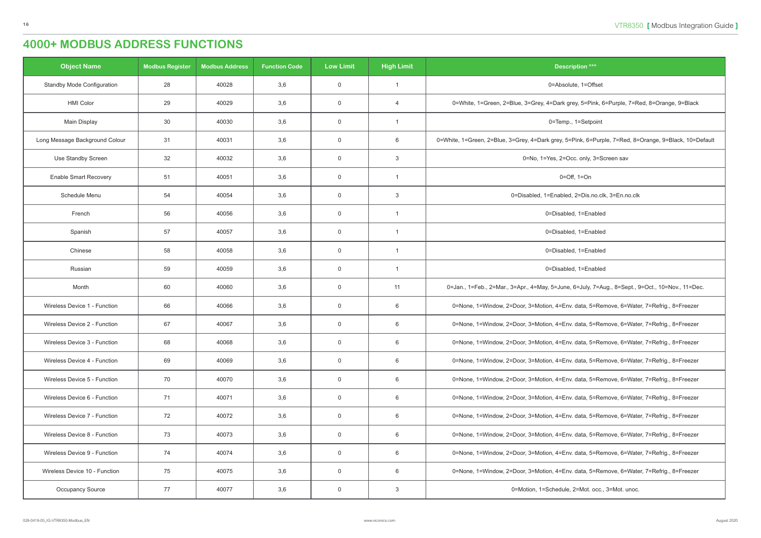# 4000+ MODBUS ADDRESS FUNCTIONS

| Object Name | Modbus Register | Modbus Address | Function Code | Low Limit | High Limit | Description *** |
|---|---|---|---|---|---|---|
| Standby Mode Configuration | 28 | 40028 | 3,6 | 0 | 1 | 0=Absolute, 1=Offset |
| HMI Color | 29 | 40029 | 3,6 | 0 | 4 | 0=White, 1=Green, 2=Blue, 3=Grey, 4=Dark grey, 5=Pink, 6=Purple, 7=Red, 8=Orange, 9=Black |
| Main Display | 30 | 40030 | 3,6 | 0 | 1 | 0=Temp., 1=Setpoint |
| Long Message Background Colour | 31 | 40031 | 3,6 | 0 | 6 | 0=White, 1=Green, 2=Blue, 3=Grey, 4=Dark grey, 5=Pink, 6=Purple, 7=Red, 8=Orange, 9=Black, 10=Default |
| Use Standby Screen | 32 | 40032 | 3,6 | 0 | 3 | 0=No, 1=Yes, 2=Occ. only, 3=Screen sav |
| Enable Smart Recovery | 51 | 40051 | 3,6 | 0 | 1 | 0=Off, 1=On |
| Schedule Menu | 54 | 40054 | 3,6 | 0 | 3 | 0=Disabled, 1=Enabled, 2=Dis.no.clk, 3=En.no.clk |
| French | 56 | 40056 | 3,6 | 0 | 1 | 0=Disabled, 1=Enabled |
| Spanish | 57 | 40057 | 3,6 | 0 | 1 | 0=Disabled, 1=Enabled |
| Chinese | 58 | 40058 | 3,6 | 0 | 1 | 0=Disabled, 1=Enabled |
| Russian | 59 | 40059 | 3,6 | 0 | 1 | 0=Disabled, 1=Enabled |
| Month | 60 | 40060 | 3,6 | 0 | 11 | 0=Jan., 1=Feb., 2=Mar., 3=Apr., 4=May, 5=June, 6=July, 7=Aug., 8=Sept., 9=Oct., 10=Nov., 11=Dec. |
| Wireless Device 1 - Function | 66 | 40066 | 3,6 | 0 | 6 | 0=None, 1=Window, 2=Door, 3=Motion, 4=Env. data, 5=Remove, 6=Water, 7=Refrig., 8=Freezer |
| Wireless Device 2 - Function | 67 | 40067 | 3,6 | 0 | 6 | 0=None, 1=Window, 2=Door, 3=Motion, 4=Env. data, 5=Remove, 6=Water, 7=Refrig., 8=Freezer |
| Wireless Device 3 - Function | 68 | 40068 | 3,6 | 0 | 6 | 0=None, 1=Window, 2=Door, 3=Motion, 4=Env. data, 5=Remove, 6=Water, 7=Refrig., 8=Freezer |
| Wireless Device 4 - Function | 69 | 40069 | 3,6 | 0 | 6 | 0=None, 1=Window, 2=Door, 3=Motion, 4=Env. data, 5=Remove, 6=Water, 7=Refrig., 8=Freezer |
| Wireless Device 5 - Function | 70 | 40070 | 3,6 | 0 | 6 | 0=None, 1=Window, 2=Door, 3=Motion, 4=Env. data, 5=Remove, 6=Water, 7=Refrig., 8=Freezer |
| Wireless Device 6 - Function | 71 | 40071 | 3,6 | 0 | 6 | 0=None, 1=Window, 2=Door, 3=Motion, 4=Env. data, 5=Remove, 6=Water, 7=Refrig., 8=Freezer |
| Wireless Device 7 - Function | 72 | 40072 | 3,6 | 0 | 6 | 0=None, 1=Window, 2=Door, 3=Motion, 4=Env. data, 5=Remove, 6=Water, 7=Refrig., 8=Freezer |
| Wireless Device 8 - Function | 73 | 40073 | 3,6 | 0 | 6 | 0=None, 1=Window, 2=Door, 3=Motion, 4=Env. data, 5=Remove, 6=Water, 7=Refrig., 8=Freezer |
| Wireless Device 9 - Function | 74 | 40074 | 3,6 | 0 | 6 | 0=None, 1=Window, 2=Door, 3=Motion, 4=Env. data, 5=Remove, 6=Water, 7=Refrig., 8=Freezer |
| Wireless Device 10 - Function | 75 | 40075 | 3,6 | 0 | 6 | 0=None, 1=Window, 2=Door, 3=Motion, 4=Env. data, 5=Remove, 6=Water, 7=Refrig., 8=Freezer |
| Occupancy Source | 77 | 40077 | 3,6 | 0 | 3 | 0=Motion, 1=Schedule, 2=Mot. occ., 3=Mot. unoc. |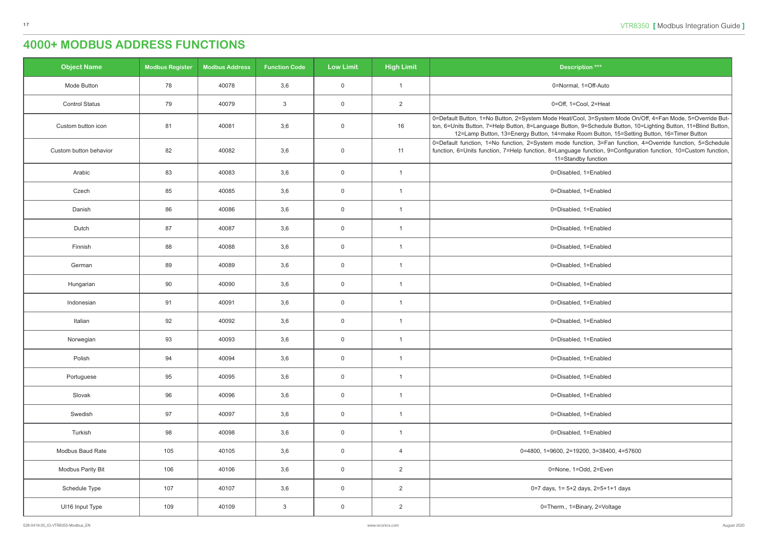# 4000+ MODBUS ADDRESS FUNCTIONS

| Object Name | Modbus Register | Modbus Address | Function Code | Low Limit | High Limit | Description *** |
|---|---|---|---|---|---|---|
| Mode Button | 78 | 40078 | 3,6 | 0 | 1 | 0=Normal, 1=Off-Auto |
| Control Status | 79 | 40079 | 3 | 0 | 2 | 0=Off, 1=Cool, 2=Heat |
| Custom button icon | 81 | 40081 | 3,6 | 0 | 16 | 0=Default Button, 1=No Button, 2=System Mode Heat/Cool, 3=System Mode On/Off, 4=Fan Mode, 5=Override Button, 6=Units Button, 7=Help Button, 8=Language Button, 9=Schedule Button, 10=Lighting Button, 11=Blind Button, 12=Lamp Button, 13=Energy Button, 14=make Room Button, 15=Setting Button, 16=Timer Button |
| Custom button behavior | 82 | 40082 | 3,6 | 0 | 11 | 0=Default function, 1=No function, 2=System mode function, 3=Fan function, 4=Override function, 5=Schedule function, 6=Units function, 7=Help function, 8=Language function, 9=Configuration function, 10=Custom function, 11=Standby function |
| Arabic | 83 | 40083 | 3,6 | 0 | 1 | 0=Disabled, 1=Enabled |
| Czech | 85 | 40085 | 3,6 | 0 | 1 | 0=Disabled, 1=Enabled |
| Danish | 86 | 40086 | 3,6 | 0 | 1 | 0=Disabled, 1=Enabled |
| Dutch | 87 | 40087 | 3,6 | 0 | 1 | 0=Disabled, 1=Enabled |
| Finnish | 88 | 40088 | 3,6 | 0 | 1 | 0=Disabled, 1=Enabled |
| German | 89 | 40089 | 3,6 | 0 | 1 | 0=Disabled, 1=Enabled |
| Hungarian | 90 | 40090 | 3,6 | 0 | 1 | 0=Disabled, 1=Enabled |
| Indonesian | 91 | 40091 | 3,6 | 0 | 1 | 0=Disabled, 1=Enabled |
| Italian | 92 | 40092 | 3,6 | 0 | 1 | 0=Disabled, 1=Enabled |
| Norwegian | 93 | 40093 | 3,6 | 0 | 1 | 0=Disabled, 1=Enabled |
| Polish | 94 | 40094 | 3,6 | 0 | 1 | 0=Disabled, 1=Enabled |
| Portuguese | 95 | 40095 | 3,6 | 0 | 1 | 0=Disabled, 1=Enabled |
| Slovak | 96 | 40096 | 3,6 | 0 | 1 | 0=Disabled, 1=Enabled |
| Swedish | 97 | 40097 | 3,6 | 0 | 1 | 0=Disabled, 1=Enabled |
| Turkish | 98 | 40098 | 3,6 | 0 | 1 | 0=Disabled, 1=Enabled |
| Modbus Baud Rate | 105 | 40105 | 3,6 | 0 | 4 | 0=4800, 1=9600, 2=19200, 3=38400, 4=57600 |
| Modbus Parity Bit | 106 | 40106 | 3,6 | 0 | 2 | 0=None, 1=Odd, 2=Even |
| Schedule Type | 107 | 40107 | 3,6 | 0 | 2 | 0=7 days, 1= 5+2 days, 2=5+1+1 days |
| UI16 Input Type | 109 | 40109 | 3 | 0 | 2 | 0=Therm., 1=Binary, 2=Voltage |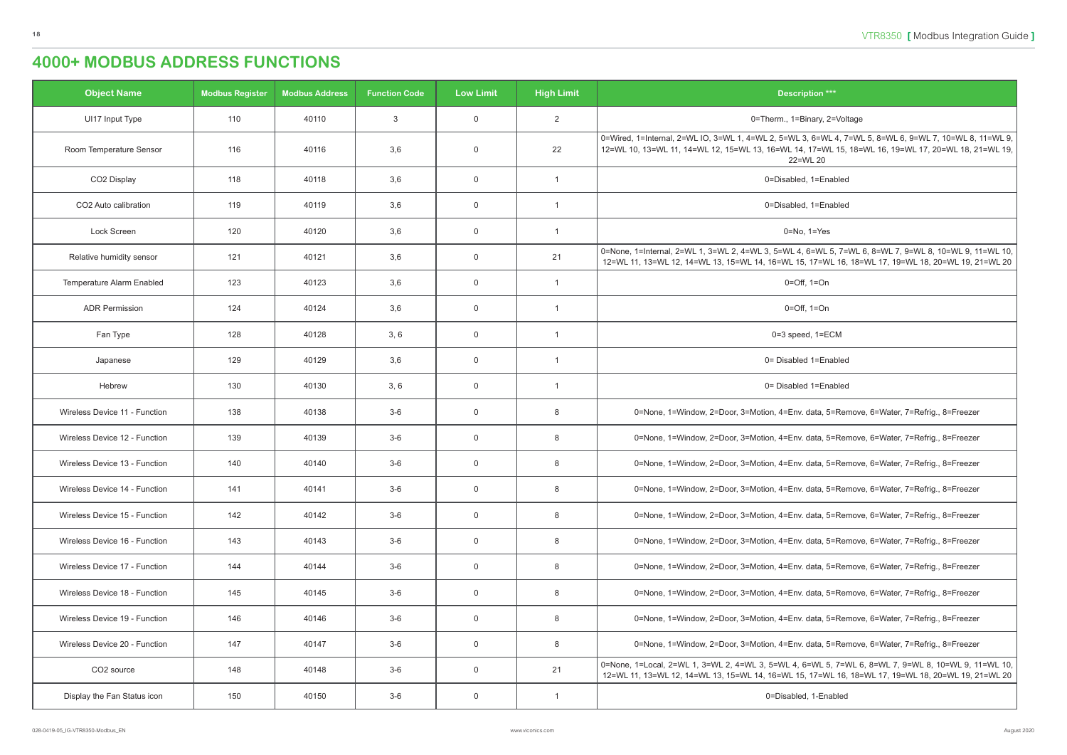# 4000+ MODBUS ADDRESS FUNCTIONS

| Object Name | Modbus Register | Modbus Address | Function Code | Low Limit | High Limit | Description *** |
|---|---|---|---|---|---|---|
| UI17 Input Type | 110 | 40110 | 3 | 0 | 2 | 0=Therm., 1=Binary, 2=Voltage |
| Room Temperature Sensor | 116 | 40116 | 3,6 | 0 | 22 | 0=Wired, 1=Internal, 2=WL IO, 3=WL 1, 4=WL 2, 5=WL 3, 6=WL 4, 7=WL 5, 8=WL 6, 9=WL 7, 10=WL 8, 11=WL 9, 12=WL 10, 13=WL 11, 14=WL 12, 15=WL 13, 16=WL 14, 17=WL 15, 18=WL 16, 19=WL 17, 20=WL 18, 21=WL 19, 22=WL 20 |
| CO2 Display | 118 | 40118 | 3,6 | 0 | 1 | 0=Disabled, 1=Enabled |
| CO2 Auto calibration | 119 | 40119 | 3,6 | 0 | 1 | 0=Disabled, 1=Enabled |
| Lock Screen | 120 | 40120 | 3,6 | 0 | 1 | 0=No, 1=Yes |
| Relative humidity sensor | 121 | 40121 | 3,6 | 0 | 21 | 0=None, 1=Internal, 2=WL 1, 3=WL 2, 4=WL 3, 5=WL 4, 6=WL 5, 7=WL 6, 8=WL 7, 9=WL 8, 10=WL 9, 11=WL 10, 12=WL 11, 13=WL 12, 14=WL 13, 15=WL 14, 16=WL 15, 17=WL 16, 18=WL 17, 19=WL 18, 20=WL 19, 21=WL 20 |
| Temperature Alarm Enabled | 123 | 40123 | 3,6 | 0 | 1 | 0=Off, 1=On |
| ADR Permission | 124 | 40124 | 3,6 | 0 | 1 | 0=Off, 1=On |
| Fan Type | 128 | 40128 | 3, 6 | 0 | 1 | 0=3 speed, 1=ECM |
| Japanese | 129 | 40129 | 3,6 | 0 | 1 | 0= Disabled 1=Enabled |
| Hebrew | 130 | 40130 | 3, 6 | 0 | 1 | 0= Disabled 1=Enabled |
| Wireless Device 11 - Function | 138 | 40138 | 3-6 | 0 | 8 | 0=None, 1=Window, 2=Door, 3=Motion, 4=Env. data, 5=Remove, 6=Water, 7=Refrig., 8=Freezer |
| Wireless Device 12 - Function | 139 | 40139 | 3-6 | 0 | 8 | 0=None, 1=Window, 2=Door, 3=Motion, 4=Env. data, 5=Remove, 6=Water, 7=Refrig., 8=Freezer |
| Wireless Device 13 - Function | 140 | 40140 | 3-6 | 0 | 8 | 0=None, 1=Window, 2=Door, 3=Motion, 4=Env. data, 5=Remove, 6=Water, 7=Refrig., 8=Freezer |
| Wireless Device 14 - Function | 141 | 40141 | 3-6 | 0 | 8 | 0=None, 1=Window, 2=Door, 3=Motion, 4=Env. data, 5=Remove, 6=Water, 7=Refrig., 8=Freezer |
| Wireless Device 15 - Function | 142 | 40142 | 3-6 | 0 | 8 | 0=None, 1=Window, 2=Door, 3=Motion, 4=Env. data, 5=Remove, 6=Water, 7=Refrig., 8=Freezer |
| Wireless Device 16 - Function | 143 | 40143 | 3-6 | 0 | 8 | 0=None, 1=Window, 2=Door, 3=Motion, 4=Env. data, 5=Remove, 6=Water, 7=Refrig., 8=Freezer |
| Wireless Device 17 - Function | 144 | 40144 | 3-6 | 0 | 8 | 0=None, 1=Window, 2=Door, 3=Motion, 4=Env. data, 5=Remove, 6=Water, 7=Refrig., 8=Freezer |
| Wireless Device 18 - Function | 145 | 40145 | 3-6 | 0 | 8 | 0=None, 1=Window, 2=Door, 3=Motion, 4=Env. data, 5=Remove, 6=Water, 7=Refrig., 8=Freezer |
| Wireless Device 19 - Function | 146 | 40146 | 3-6 | 0 | 8 | 0=None, 1=Window, 2=Door, 3=Motion, 4=Env. data, 5=Remove, 6=Water, 7=Refrig., 8=Freezer |
| Wireless Device 20 - Function | 147 | 40147 | 3-6 | 0 | 8 | 0=None, 1=Window, 2=Door, 3=Motion, 4=Env. data, 5=Remove, 6=Water, 7=Refrig., 8=Freezer |
| CO2 source | 148 | 40148 | 3-6 | 0 | 21 | 0=None, 1=Local, 2=WL 1, 3=WL 2, 4=WL 3, 5=WL 4, 6=WL 5, 7=WL 6, 8=WL 7, 9=WL 8, 10=WL 9, 11=WL 10, 12=WL 11, 13=WL 12, 14=WL 13, 15=WL 14, 16=WL 15, 17=WL 16, 18=WL 17, 19=WL 18, 20=WL 19, 21=WL 20 |
| Display the Fan Status icon | 150 | 40150 | 3-6 | 0 | 1 | 0=Disabled, 1-Enabled |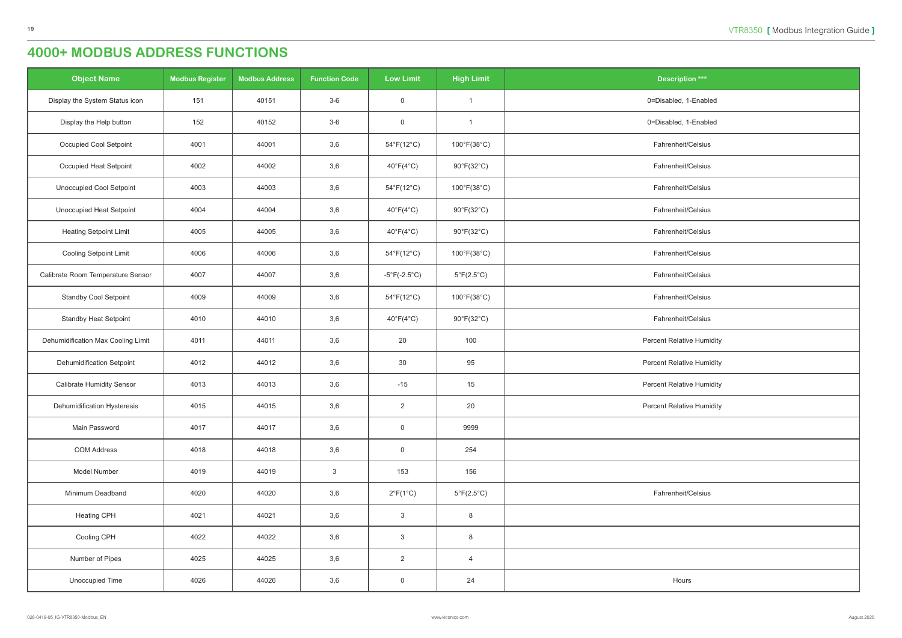# 4000+ MODBUS ADDRESS FUNCTIONS

| Object Name | Modbus Register | Modbus Address | Function Code | Low Limit | High Limit | Description *** |
|---|---|---|---|---|---|---|
| Display the System Status icon | 151 | 40151 | 3-6 | 0 | 1 | 0=Disabled, 1-Enabled |
| Display the Help button | 152 | 40152 | 3-6 | 0 | 1 | 0=Disabled, 1-Enabled |
| Occupied Cool Setpoint | 4001 | 44001 | 3,6 | 54°F(12°C) | 100°F(38°C) | Fahrenheit/Celsius |
| Occupied Heat Setpoint | 4002 | 44002 | 3,6 | 40°F(4°C) | 90°F(32°C) | Fahrenheit/Celsius |
| Unoccupied Cool Setpoint | 4003 | 44003 | 3,6 | 54°F(12°C) | 100°F(38°C) | Fahrenheit/Celsius |
| Unoccupied Heat Setpoint | 4004 | 44004 | 3,6 | 40°F(4°C) | 90°F(32°C) | Fahrenheit/Celsius |
| Heating Setpoint Limit | 4005 | 44005 | 3,6 | 40°F(4°C) | 90°F(32°C) | Fahrenheit/Celsius |
| Cooling Setpoint Limit | 4006 | 44006 | 3,6 | 54°F(12°C) | 100°F(38°C) | Fahrenheit/Celsius |
| Calibrate Room Temperature Sensor | 4007 | 44007 | 3,6 | -5°F(-2.5°C) | 5°F(2.5°C) | Fahrenheit/Celsius |
| Standby Cool Setpoint | 4009 | 44009 | 3,6 | 54°F(12°C) | 100°F(38°C) | Fahrenheit/Celsius |
| Standby Heat Setpoint | 4010 | 44010 | 3,6 | 40°F(4°C) | 90°F(32°C) | Fahrenheit/Celsius |
| Dehumidification Max Cooling Limit | 4011 | 44011 | 3,6 | 20 | 100 | Percent Relative Humidity |
| Dehumidification Setpoint | 4012 | 44012 | 3,6 | 30 | 95 | Percent Relative Humidity |
| Calibrate Humidity Sensor | 4013 | 44013 | 3,6 | -15 | 15 | Percent Relative Humidity |
| Dehumidification Hysteresis | 4015 | 44015 | 3,6 | 2 | 20 | Percent Relative Humidity |
| Main Password | 4017 | 44017 | 3,6 | 0 | 9999 | |
| COM Address | 4018 | 44018 | 3,6 | 0 | 254 | |
| Model Number | 4019 | 44019 | 3 | 153 | 156 | |
| Minimum Deadband | 4020 | 44020 | 3,6 | 2°F(1°C) | 5°F(2.5°C) | Fahrenheit/Celsius |
| Heating CPH | 4021 | 44021 | 3,6 | 3 | 8 | |
| Cooling CPH | 4022 | 44022 | 3,6 | 3 | 8 | |
| Number of Pipes | 4025 | 44025 | 3,6 | 2 | 4 | |
| Unoccupied Time | 4026 | 44026 | 3,6 | 0 | 24 | Hours |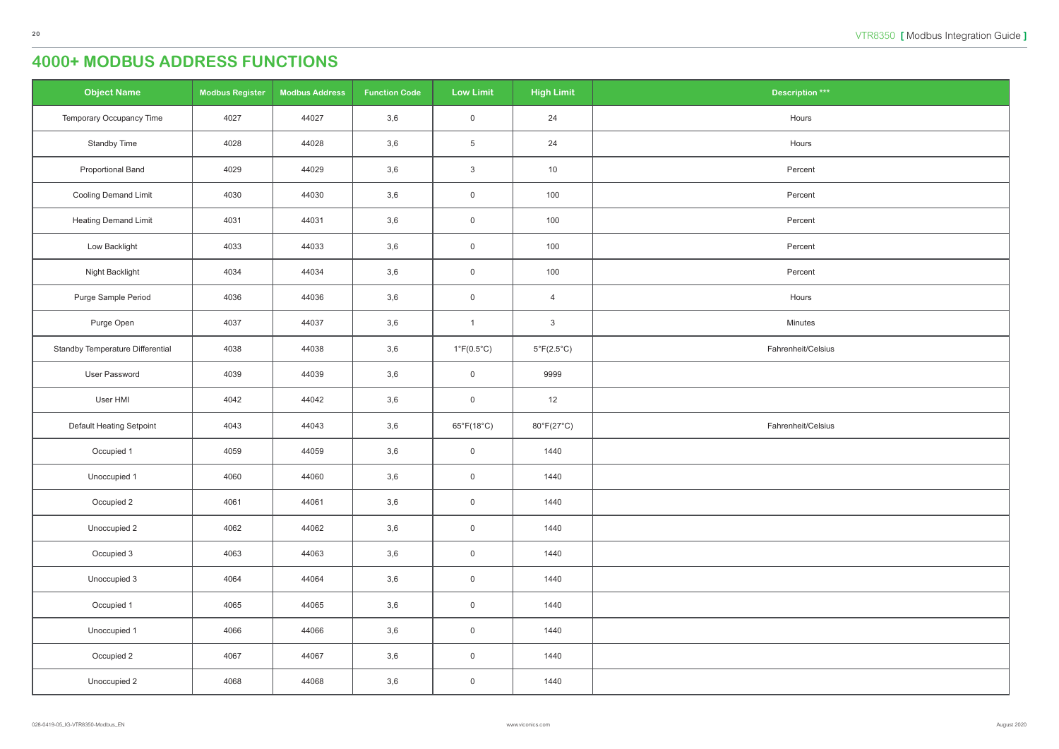# 4000+ MODBUS ADDRESS FUNCTIONS

| Object Name | Modbus Register | Modbus Address | Function Code | Low Limit | High Limit | Description *** |
|---|---|---|---|---|---|---|
| Temporary Occupancy Time | 4027 | 44027 | 3,6 | 0 | 24 | Hours |
| Standby Time | 4028 | 44028 | 3,6 | 5 | 24 | Hours |
| Proportional Band | 4029 | 44029 | 3,6 | 3 | 10 | Percent |
| Cooling Demand Limit | 4030 | 44030 | 3,6 | 0 | 100 | Percent |
| Heating Demand Limit | 4031 | 44031 | 3,6 | 0 | 100 | Percent |
| Low Backlight | 4033 | 44033 | 3,6 | 0 | 100 | Percent |
| Night Backlight | 4034 | 44034 | 3,6 | 0 | 100 | Percent |
| Purge Sample Period | 4036 | 44036 | 3,6 | 0 | 4 | Hours |
| Purge Open | 4037 | 44037 | 3,6 | 1 | 3 | Minutes |
| Standby Temperature Differential | 4038 | 44038 | 3,6 | 1°F(0.5°C) | 5°F(2.5°C) | Fahrenheit/Celsius |
| User Password | 4039 | 44039 | 3,6 | 0 | 9999 | |
| User HMI | 4042 | 44042 | 3,6 | 0 | 12 | |
| Default Heating Setpoint | 4043 | 44043 | 3,6 | 65°F(18°C) | 80°F(27°C) | Fahrenheit/Celsius |
| Occupied 1 | 4059 | 44059 | 3,6 | 0 | 1440 | |
| Unoccupied 1 | 4060 | 44060 | 3,6 | 0 | 1440 | |
| Occupied 2 | 4061 | 44061 | 3,6 | 0 | 1440 | |
| Unoccupied 2 | 4062 | 44062 | 3,6 | 0 | 1440 | |
| Occupied 3 | 4063 | 44063 | 3,6 | 0 | 1440 | |
| Unoccupied 3 | 4064 | 44064 | 3,6 | 0 | 1440 | |
| Occupied 1 | 4065 | 44065 | 3,6 | 0 | 1440 | |
| Unoccupied 1 | 4066 | 44066 | 3,6 | 0 | 1440 | |
| Occupied 2 | 4067 | 44067 | 3,6 | 0 | 1440 | |
| Unoccupied 2 | 4068 | 44068 | 3,6 | 0 | 1440 | |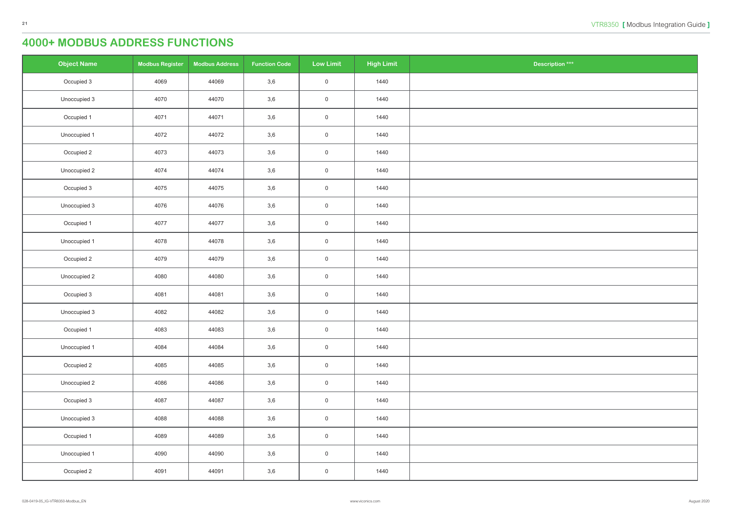# 4000+ MODBUS ADDRESS FUNCTIONS

| Object Name | Modbus Register | Modbus Address | Function Code | Low Limit | High Limit | Description *** |
|---|---|---|---|---|---|---|
| Occupied 3 | 4069 | 44069 | 3,6 | 0 | 1440 | |
| Unoccupied 3 | 4070 | 44070 | 3,6 | 0 | 1440 | |
| Occupied 1 | 4071 | 44071 | 3,6 | 0 | 1440 | |
| Unoccupied 1 | 4072 | 44072 | 3,6 | 0 | 1440 | |
| Occupied 2 | 4073 | 44073 | 3,6 | 0 | 1440 | |
| Unoccupied 2 | 4074 | 44074 | 3,6 | 0 | 1440 | |
| Occupied 3 | 4075 | 44075 | 3,6 | 0 | 1440 | |
| Unoccupied 3 | 4076 | 44076 | 3,6 | 0 | 1440 | |
| Occupied 1 | 4077 | 44077 | 3,6 | 0 | 1440 | |
| Unoccupied 1 | 4078 | 44078 | 3,6 | 0 | 1440 | |
| Occupied 2 | 4079 | 44079 | 3,6 | 0 | 1440 | |
| Unoccupied 2 | 4080 | 44080 | 3,6 | 0 | 1440 | |
| Occupied 3 | 4081 | 44081 | 3,6 | 0 | 1440 | |
| Unoccupied 3 | 4082 | 44082 | 3,6 | 0 | 1440 | |
| Occupied 1 | 4083 | 44083 | 3,6 | 0 | 1440 | |
| Unoccupied 1 | 4084 | 44084 | 3,6 | 0 | 1440 | |
| Occupied 2 | 4085 | 44085 | 3,6 | 0 | 1440 | |
| Unoccupied 2 | 4086 | 44086 | 3,6 | 0 | 1440 | |
| Occupied 3 | 4087 | 44087 | 3,6 | 0 | 1440 | |
| Unoccupied 3 | 4088 | 44088 | 3,6 | 0 | 1440 | |
| Occupied 1 | 4089 | 44089 | 3,6 | 0 | 1440 | |
| Unoccupied 1 | 4090 | 44090 | 3,6 | 0 | 1440 | |
| Occupied 2 | 4091 | 44091 | 3,6 | 0 | 1440 | |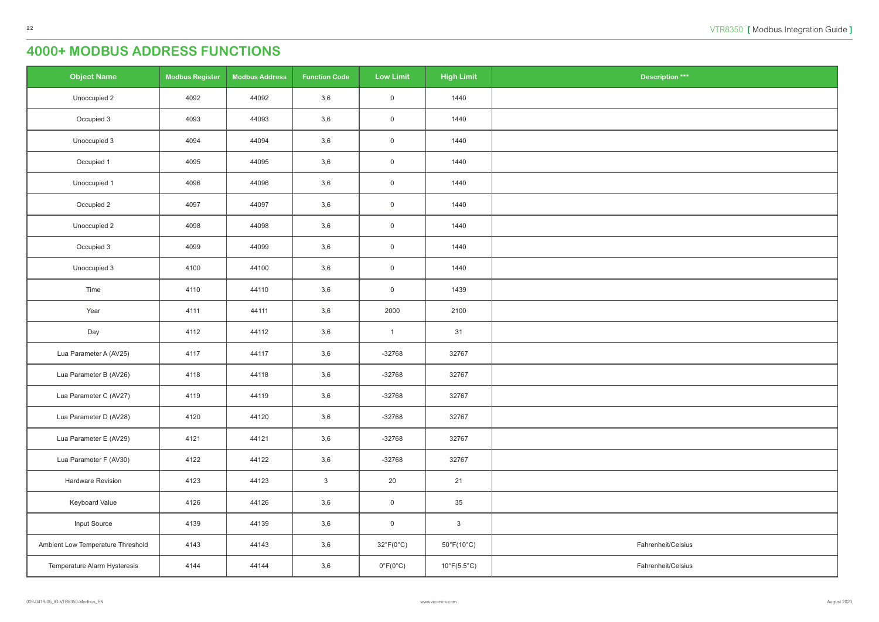# 4000+ MODBUS ADDRESS FUNCTIONS

| Object Name | Modbus Register | Modbus Address | Function Code | Low Limit | High Limit | Description *** |
|---|---|---|---|---|---|---|
| Unoccupied 2 | 4092 | 44092 | 3,6 | 0 | 1440 | |
| Occupied 3 | 4093 | 44093 | 3,6 | 0 | 1440 | |
| Unoccupied 3 | 4094 | 44094 | 3,6 | 0 | 1440 | |
| Occupied 1 | 4095 | 44095 | 3,6 | 0 | 1440 | |
| Unoccupied 1 | 4096 | 44096 | 3,6 | 0 | 1440 | |
| Occupied 2 | 4097 | 44097 | 3,6 | 0 | 1440 | |
| Unoccupied 2 | 4098 | 44098 | 3,6 | 0 | 1440 | |
| Occupied 3 | 4099 | 44099 | 3,6 | 0 | 1440 | |
| Unoccupied 3 | 4100 | 44100 | 3,6 | 0 | 1440 | |
| Time | 4110 | 44110 | 3,6 | 0 | 1439 | |
| Year | 4111 | 44111 | 3,6 | 2000 | 2100 | |
| Day | 4112 | 44112 | 3,6 | 1 | 31 | |
| Lua Parameter A (AV25) | 4117 | 44117 | 3,6 | -32768 | 32767 | |
| Lua Parameter B (AV26) | 4118 | 44118 | 3,6 | -32768 | 32767 | |
| Lua Parameter C (AV27) | 4119 | 44119 | 3,6 | -32768 | 32767 | |
| Lua Parameter D (AV28) | 4120 | 44120 | 3,6 | -32768 | 32767 | |
| Lua Parameter E (AV29) | 4121 | 44121 | 3,6 | -32768 | 32767 | |
| Lua Parameter F (AV30) | 4122 | 44122 | 3,6 | -32768 | 32767 | |
| Hardware Revision | 4123 | 44123 | 3 | 20 | 21 | |
| Keyboard Value | 4126 | 44126 | 3,6 | 0 | 35 | |
| Input Source | 4139 | 44139 | 3,6 | 0 | 3 | |
| Ambient Low Temperature Threshold | 4143 | 44143 | 3,6 | 32°F(0°C) | 50°F(10°C) | Fahrenheit/Celsius |
| Temperature Alarm Hysteresis | 4144 | 44144 | 3,6 | 0°F(0°C) | 10°F(5.5°C) | Fahrenheit/Celsius |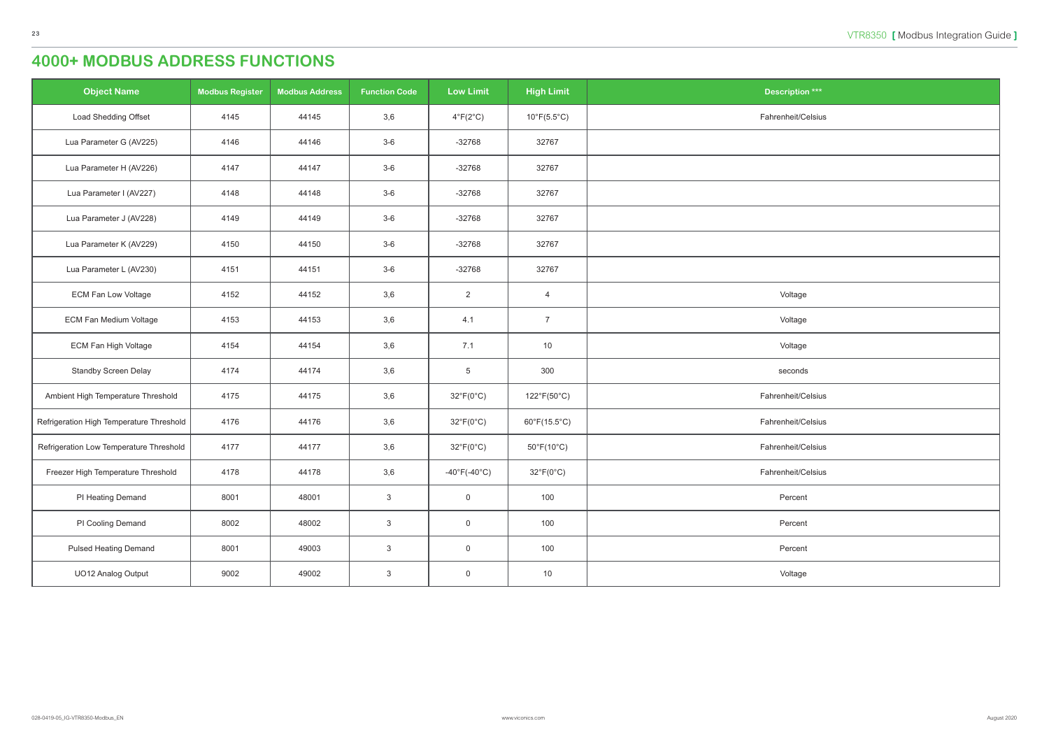# 4000+ MODBUS ADDRESS FUNCTIONS

| Object Name | Modbus Register | Modbus Address | Function Code | Low Limit | High Limit | Description *** |
|---|---|---|---|---|---|---|
| Load Shedding Offset | 4145 | 44145 | 3,6 | 4°F(2°C) | 10°F(5.5°C) | Fahrenheit/Celsius |
| Lua Parameter G (AV225) | 4146 | 44146 | 3-6 | -32768 | 32767 | |
| Lua Parameter H (AV226) | 4147 | 44147 | 3-6 | -32768 | 32767 | |
| Lua Parameter I (AV227) | 4148 | 44148 | 3-6 | -32768 | 32767 | |
| Lua Parameter J (AV228) | 4149 | 44149 | 3-6 | -32768 | 32767 | |
| Lua Parameter K (AV229) | 4150 | 44150 | 3-6 | -32768 | 32767 | |
| Lua Parameter L (AV230) | 4151 | 44151 | 3-6 | -32768 | 32767 | |
| ECM Fan Low Voltage | 4152 | 44152 | 3,6 | 2 | 4 | Voltage |
| ECM Fan Medium Voltage | 4153 | 44153 | 3,6 | 4.1 | 7 | Voltage |
| ECM Fan High Voltage | 4154 | 44154 | 3,6 | 7.1 | 10 | Voltage |
| Standby Screen Delay | 4174 | 44174 | 3,6 | 5 | 300 | seconds |
| Ambient High Temperature Threshold | 4175 | 44175 | 3,6 | 32°F(0°C) | 122°F(50°C) | Fahrenheit/Celsius |
| Refrigeration High Temperature Threshold | 4176 | 44176 | 3,6 | 32°F(0°C) | 60°F(15.5°C) | Fahrenheit/Celsius |
| Refrigeration Low Temperature Threshold | 4177 | 44177 | 3,6 | 32°F(0°C) | 50°F(10°C) | Fahrenheit/Celsius |
| Freezer High Temperature Threshold | 4178 | 44178 | 3,6 | -40°F(-40°C) | 32°F(0°C) | Fahrenheit/Celsius |
| PI Heating Demand | 8001 | 48001 | 3 | 0 | 100 | Percent |
| PI Cooling Demand | 8002 | 48002 | 3 | 0 | 100 | Percent |
| Pulsed Heating Demand | 8001 | 49003 | 3 | 0 | 100 | Percent |
| UO12 Analog Output | 9002 | 49002 | 3 | 0 | 10 | Voltage |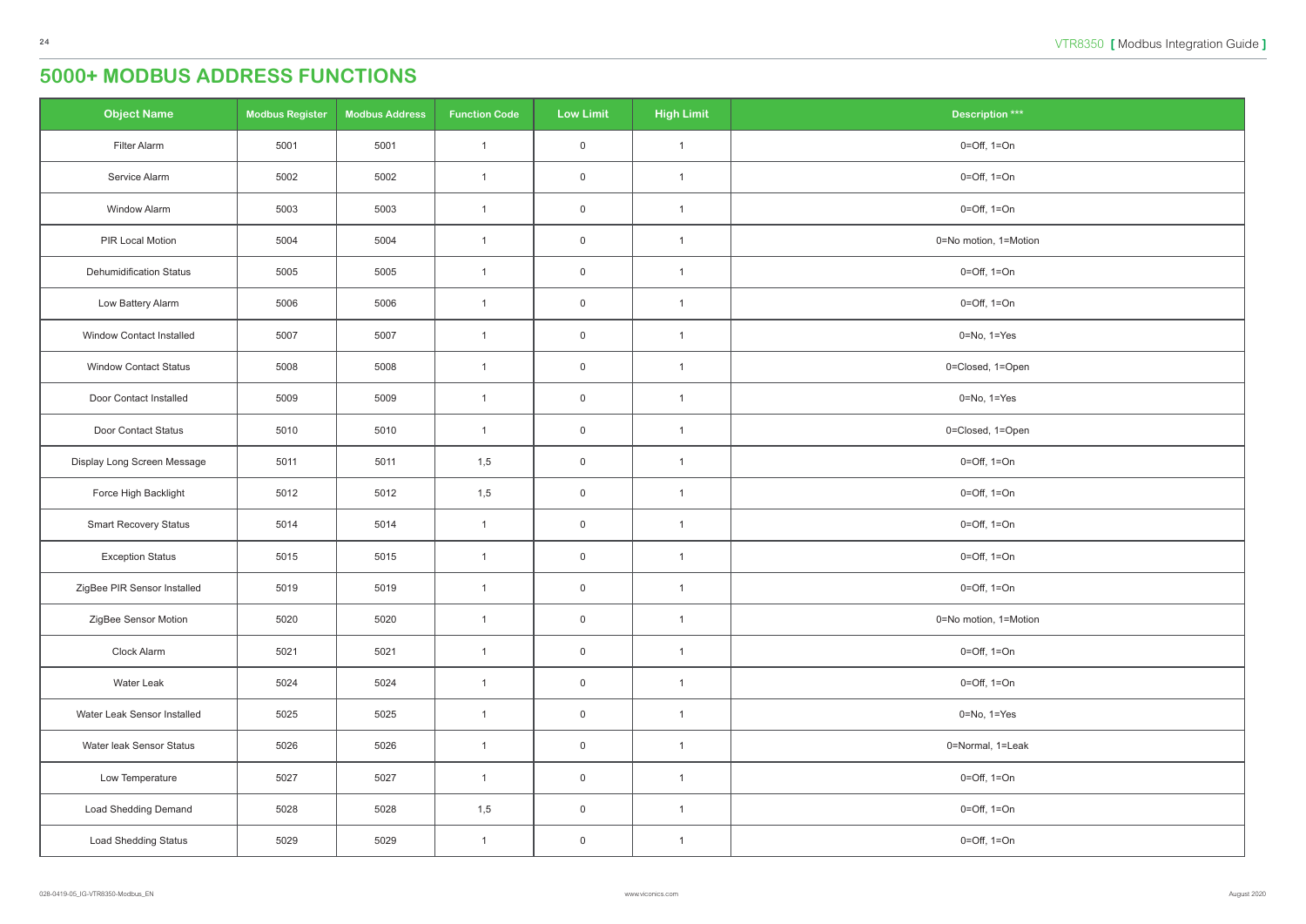# 5000+ MODBUS ADDRESS FUNCTIONS

| Object Name | Modbus Register | Modbus Address | Function Code | Low Limit | High Limit | Description *** |
|---|---|---|---|---|---|---|
| Filter Alarm | 5001 | 5001 | 1 | 0 | 1 | 0=Off, 1=On |
| Service Alarm | 5002 | 5002 | 1 | 0 | 1 | 0=Off, 1=On |
| Window Alarm | 5003 | 5003 | 1 | 0 | 1 | 0=Off, 1=On |
| PIR Local Motion | 5004 | 5004 | 1 | 0 | 1 | 0=No motion, 1=Motion |
| Dehumidification Status | 5005 | 5005 | 1 | 0 | 1 | 0=Off, 1=On |
| Low Battery Alarm | 5006 | 5006 | 1 | 0 | 1 | 0=Off, 1=On |
| Window Contact Installed | 5007 | 5007 | 1 | 0 | 1 | 0=No, 1=Yes |
| Window Contact Status | 5008 | 5008 | 1 | 0 | 1 | 0=Closed, 1=Open |
| Door Contact Installed | 5009 | 5009 | 1 | 0 | 1 | 0=No, 1=Yes |
| Door Contact Status | 5010 | 5010 | 1 | 0 | 1 | 0=Closed, 1=Open |
| Display Long Screen Message | 5011 | 5011 | 1,5 | 0 | 1 | 0=Off, 1=On |
| Force High Backlight | 5012 | 5012 | 1,5 | 0 | 1 | 0=Off, 1=On |
| Smart Recovery Status | 5014 | 5014 | 1 | 0 | 1 | 0=Off, 1=On |
| Exception Status | 5015 | 5015 | 1 | 0 | 1 | 0=Off, 1=On |
| ZigBee PIR Sensor Installed | 5019 | 5019 | 1 | 0 | 1 | 0=Off, 1=On |
| ZigBee Sensor Motion | 5020 | 5020 | 1 | 0 | 1 | 0=No motion, 1=Motion |
| Clock Alarm | 5021 | 5021 | 1 | 0 | 1 | 0=Off, 1=On |
| Water Leak | 5024 | 5024 | 1 | 0 | 1 | 0=Off, 1=On |
| Water Leak Sensor Installed | 5025 | 5025 | 1 | 0 | 1 | 0=No, 1=Yes |
| Water leak Sensor Status | 5026 | 5026 | 1 | 0 | 1 | 0=Normal, 1=Leak |
| Low Temperature | 5027 | 5027 | 1 | 0 | 1 | 0=Off, 1=On |
| Load Shedding Demand | 5028 | 5028 | 1,5 | 0 | 1 | 0=Off, 1=On |
| Load Shedding Status | 5029 | 5029 | 1 | 0 | 1 | 0=Off, 1=On |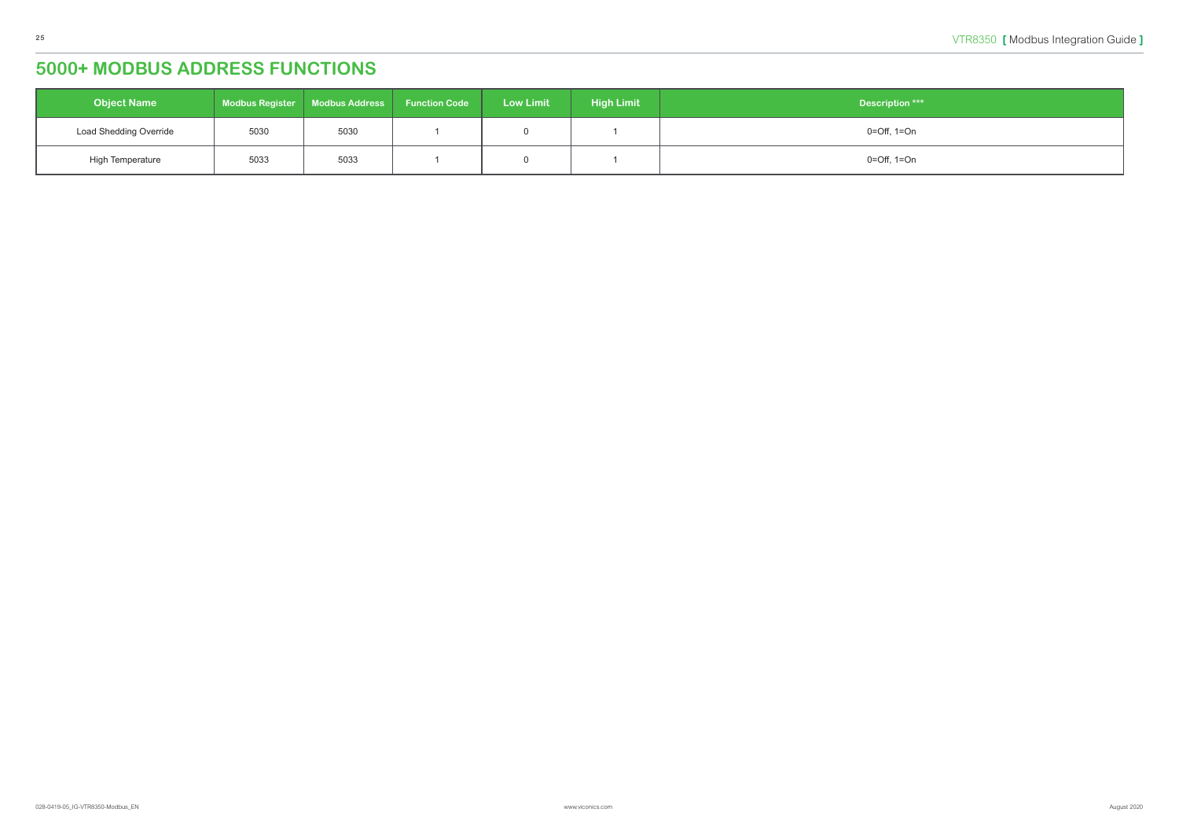# 5000+ MODBUS ADDRESS FUNCTIONS

| Object Name | Modbus Register | Modbus Address | Function Code | Low Limit | High Limit | Description *** |
|---|---|---|---|---|---|---|
| Load Shedding Override | 5030 | 5030 | 1 | 0 | 1 | 0=Off, 1=On |
| High Temperature | 5033 | 5033 | 1 | 0 | 1 | 0=Off, 1=On |